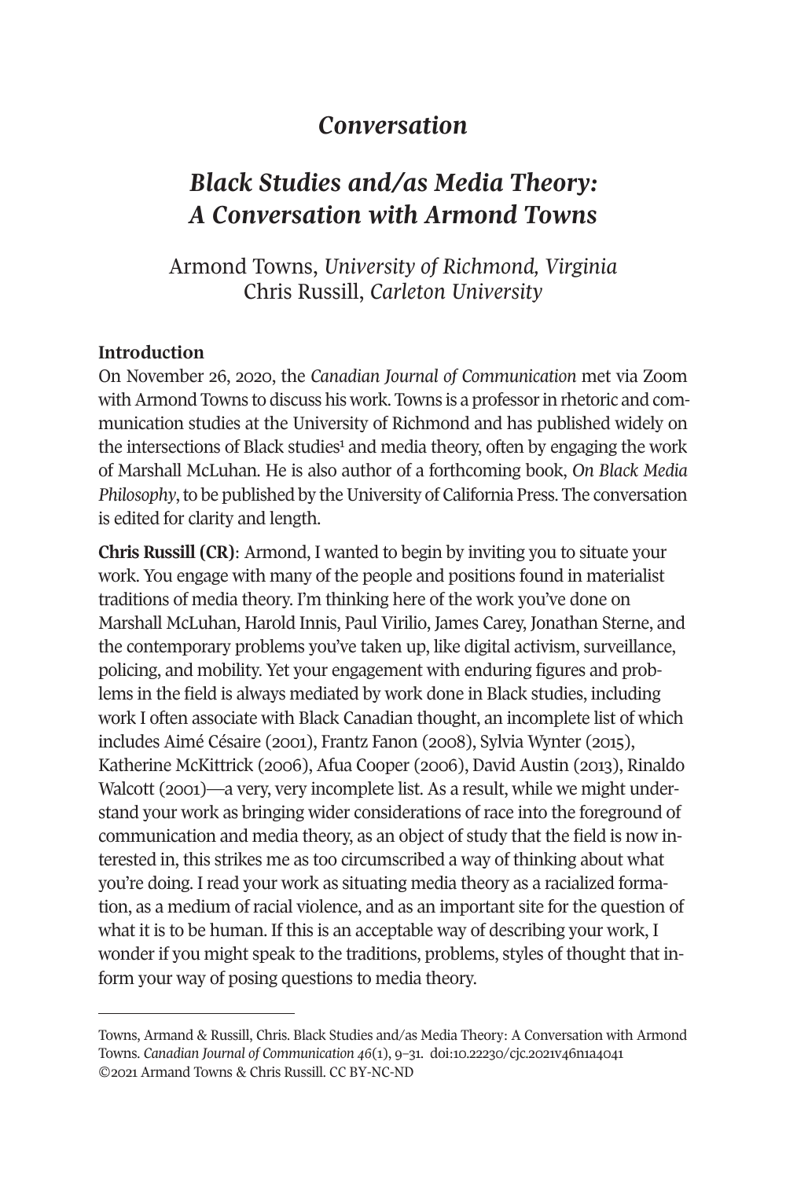# *Conversation*

# *Black Studies and/as Media Theory: A Conversation with Armond Towns*

Armond Towns, *University of Richmond, Virginia*
Chris Russill, *Carleton University*

**Introduction**

On November 26, 2020, the *Canadian Journal of Communication* met via Zoom with Armond Towns to discuss his work. Towns is a professor in rhetoric and communication studies at the University of Richmond and has published widely on the intersections of Black studies[1] and media theory, often by engaging the work of Marshall McLuhan. He is also author of a forthcoming book, *On Black Media Philosophy*, to be published by the University of California Press. The conversation is edited for clarity and length.

**Chris Russill (CR)**: Armond, I wanted to begin by inviting you to situate your work. You engage with many of the people and positions found in materialist traditions of media theory. I'm thinking here of the work you've done on Marshall McLuhan, Harold Innis, Paul Virilio, James Carey, Jonathan Sterne, and the contemporary problems you've taken up, like digital activism, surveillance, policing, and mobility. Yet your engagement with enduring figures and problems in the field is always mediated by work done in Black studies, including work I often associate with Black Canadian thought, an incomplete list of which includes Aimé Césaire (2001), Frantz Fanon (2008), Sylvia Wynter (2015), Katherine McKittrick (2006), Afua Cooper (2006), David Austin (2013), Rinaldo Walcott (2001)—a very, very incomplete list. As a result, while we might understand your work as bringing wider considerations of race into the foreground of communication and media theory, as an object of study that the field is now interested in, this strikes me as too circumscribed a way of thinking about what you're doing. I read your work as situating media theory as a racialized formation, as a medium of racial violence, and as an important site for the question of what it is to be human. If this is an acceptable way of describing your work, I wonder if you might speak to the traditions, problems, styles of thought that inform your way of posing questions to media theory.

---

Towns, Armand & Russill, Chris. Black Studies and/as Media Theory: A Conversation with Armond Towns. *Canadian Journal of Communication 46*(1), 9–31. doi:10.22230/cjc.2021v46n1a4041
©2021 Armand Towns & Chris Russill. CC BY-NC-ND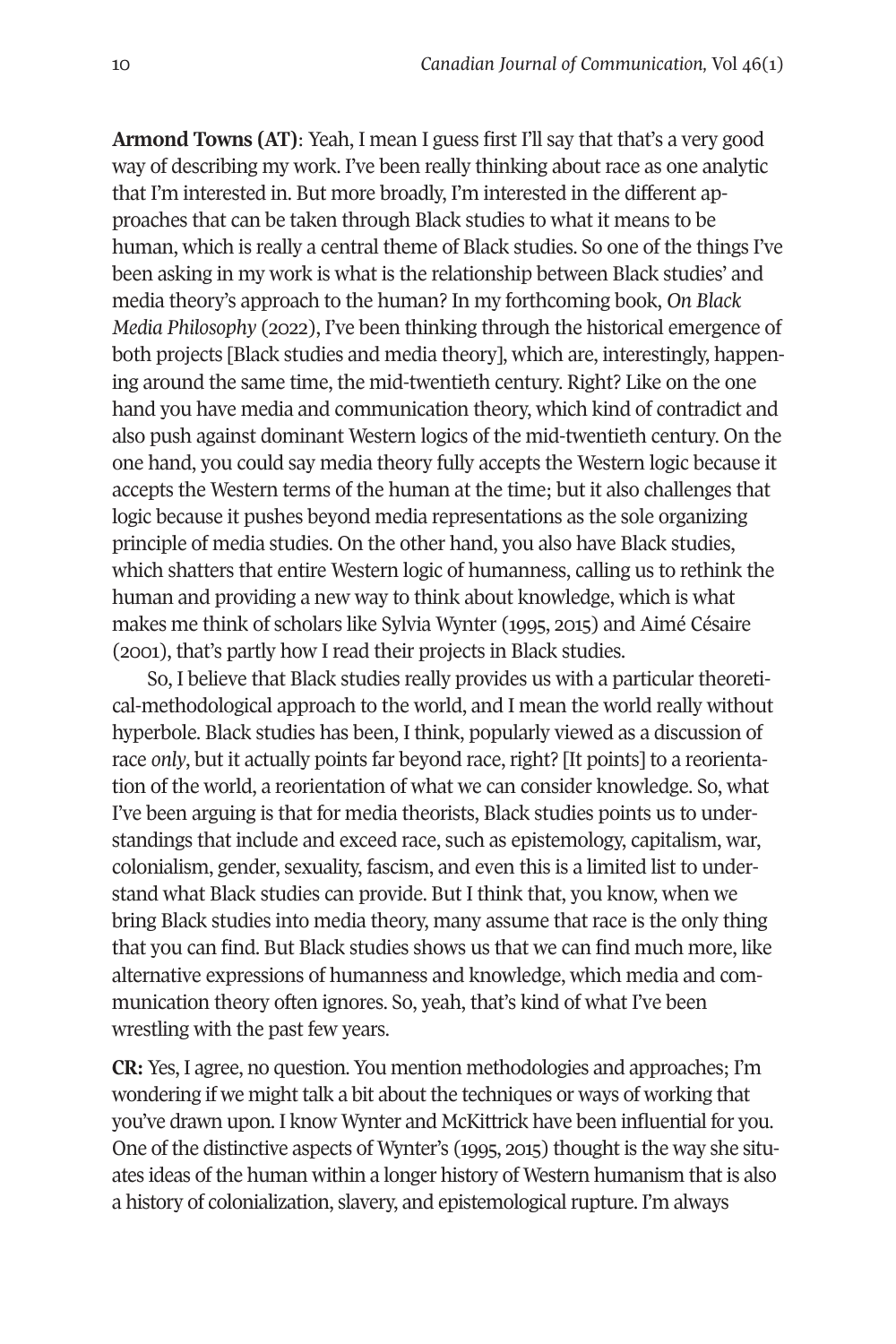**Armond Towns (AT)**: Yeah, I mean I guess first I'll say that that's a very good way of describing my work. I've been really thinking about race as one analytic that I'm interested in. But more broadly, I'm interested in the different approaches that can be taken through Black studies to what it means to be human, which is really a central theme of Black studies. So one of the things I've been asking in my work is what is the relationship between Black studies' and media theory's approach to the human? In my forthcoming book, *On Black Media Philosophy* (2022), I've been thinking through the historical emergence of both projects [Black studies and media theory], which are, interestingly, happening around the same time, the mid-twentieth century. Right? Like on the one hand you have media and communication theory, which kind of contradict and also push against dominant Western logics of the mid-twentieth century. On the one hand, you could say media theory fully accepts the Western logic because it accepts the Western terms of the human at the time; but it also challenges that logic because it pushes beyond media representations as the sole organizing principle of media studies. On the other hand, you also have Black studies, which shatters that entire Western logic of humanness, calling us to rethink the human and providing a new way to think about knowledge, which is what makes me think of scholars like Sylvia Wynter (1995, 2015) and Aimé Césaire (2001), that's partly how I read their projects in Black studies.

So, I believe that Black studies really provides us with a particular theoretical-methodological approach to the world, and I mean the world really without hyperbole. Black studies has been, I think, popularly viewed as a discussion of race *only*, but it actually points far beyond race, right? [It points] to a reorientation of the world, a reorientation of what we can consider knowledge. So, what I've been arguing is that for media theorists, Black studies points us to understandings that include and exceed race, such as epistemology, capitalism, war, colonialism, gender, sexuality, fascism, and even this is a limited list to understand what Black studies can provide. But I think that, you know, when we bring Black studies into media theory, many assume that race is the only thing that you can find. But Black studies shows us that we can find much more, like alternative expressions of humanness and knowledge, which media and communication theory often ignores. So, yeah, that's kind of what I've been wrestling with the past few years.

**CR:** Yes, I agree, no question. You mention methodologies and approaches; I'm wondering if we might talk a bit about the techniques or ways of working that you've drawn upon. I know Wynter and McKittrick have been influential for you. One of the distinctive aspects of Wynter's (1995, 2015) thought is the way she situates ideas of the human within a longer history of Western humanism that is also a history of colonialization, slavery, and epistemological rupture. I'm always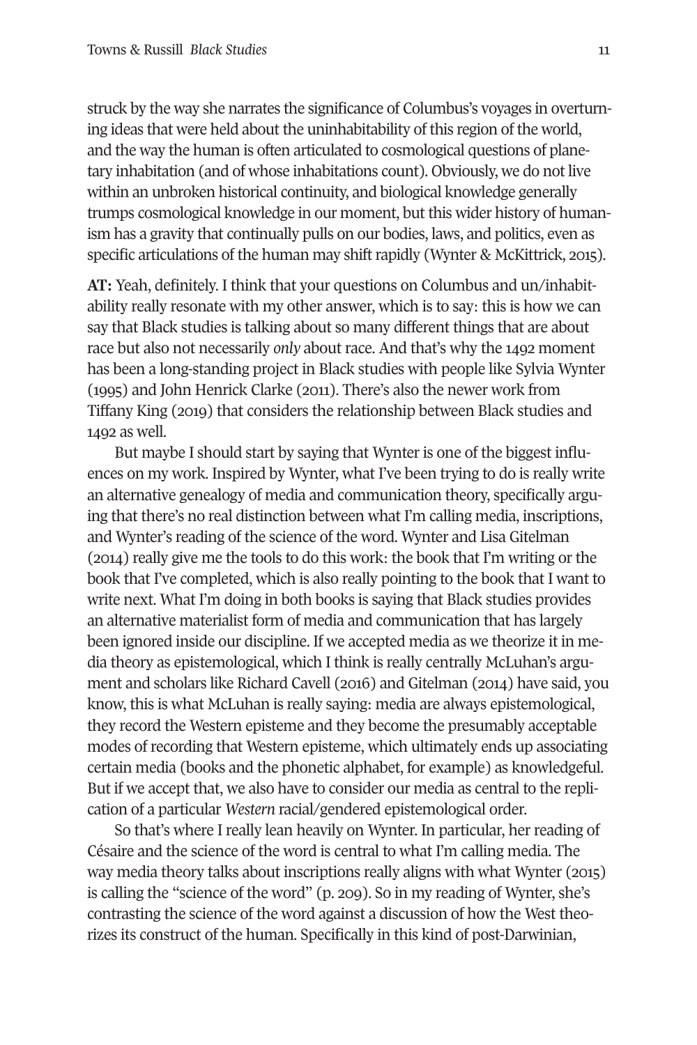struck by the way she narrates the significance of Columbus's voyages in overturning ideas that were held about the uninhabitability of this region of the world, and the way the human is often articulated to cosmological questions of planetary inhabitation (and of whose inhabitations count). Obviously, we do not live within an unbroken historical continuity, and biological knowledge generally trumps cosmological knowledge in our moment, but this wider history of humanism has a gravity that continually pulls on our bodies, laws, and politics, even as specific articulations of the human may shift rapidly (Wynter & McKittrick, 2015).

**AT:** Yeah, definitely. I think that your questions on Columbus and un/inhabitability really resonate with my other answer, which is to say: this is how we can say that Black studies is talking about so many different things that are about race but also not necessarily *only* about race. And that's why the 1492 moment has been a long-standing project in Black studies with people like Sylvia Wynter (1995) and John Henrick Clarke (2011). There's also the newer work from Tiffany King (2019) that considers the relationship between Black studies and 1492 as well.

But maybe I should start by saying that Wynter is one of the biggest influences on my work. Inspired by Wynter, what I've been trying to do is really write an alternative genealogy of media and communication theory, specifically arguing that there's no real distinction between what I'm calling media, inscriptions, and Wynter's reading of the science of the word. Wynter and Lisa Gitelman (2014) really give me the tools to do this work: the book that I'm writing or the book that I've completed, which is also really pointing to the book that I want to write next. What I'm doing in both books is saying that Black studies provides an alternative materialist form of media and communication that has largely been ignored inside our discipline. If we accepted media as we theorize it in media theory as epistemological, which I think is really centrally McLuhan's argument and scholars like Richard Cavell (2016) and Gitelman (2014) have said, you know, this is what McLuhan is really saying: media are always epistemological, they record the Western episteme and they become the presumably acceptable modes of recording that Western episteme, which ultimately ends up associating certain media (books and the phonetic alphabet, for example) as knowledgeful. But if we accept that, we also have to consider our media as central to the replication of a particular *Western* racial/gendered epistemological order.

So that's where I really lean heavily on Wynter. In particular, her reading of Césaire and the science of the word is central to what I'm calling media. The way media theory talks about inscriptions really aligns with what Wynter (2015) is calling the "science of the word" (p. 209). So in my reading of Wynter, she's contrasting the science of the word against a discussion of how the West theorizes its construct of the human. Specifically in this kind of post-Darwinian,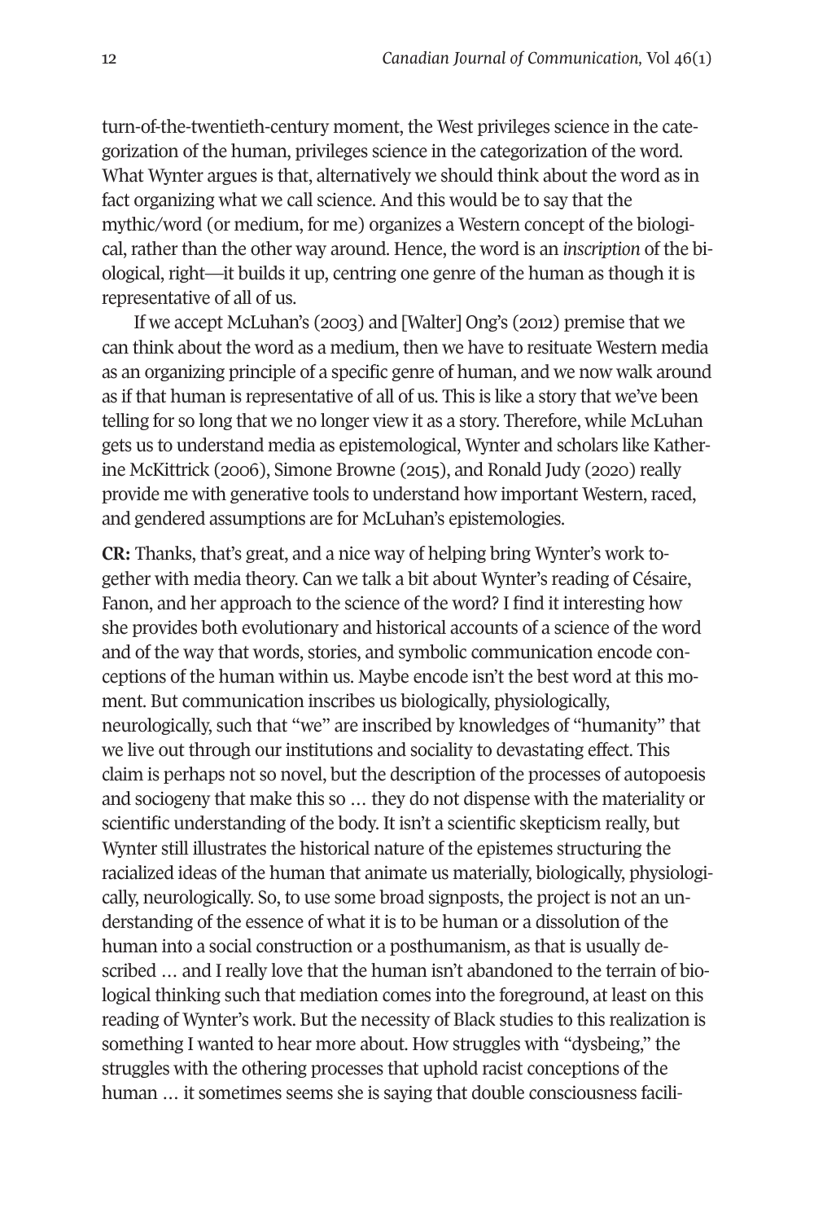turn-of-the-twentieth-century moment, the West privileges science in the categorization of the human, privileges science in the categorization of the word. What Wynter argues is that, alternatively we should think about the word as in fact organizing what we call science. And this would be to say that the mythic/word (or medium, for me) organizes a Western concept of the biological, rather than the other way around. Hence, the word is an *inscription* of the biological, right—it builds it up, centring one genre of the human as though it is representative of all of us.

If we accept McLuhan's (2003) and [Walter] Ong's (2012) premise that we can think about the word as a medium, then we have to resituate Western media as an organizing principle of a specific genre of human, and we now walk around as if that human is representative of all of us. This is like a story that we've been telling for so long that we no longer view it as a story. Therefore, while McLuhan gets us to understand media as epistemological, Wynter and scholars like Katherine McKittrick (2006), Simone Browne (2015), and Ronald Judy (2020) really provide me with generative tools to understand how important Western, raced, and gendered assumptions are for McLuhan's epistemologies.

**CR:** Thanks, that's great, and a nice way of helping bring Wynter's work together with media theory. Can we talk a bit about Wynter's reading of Césaire, Fanon, and her approach to the science of the word? I find it interesting how she provides both evolutionary and historical accounts of a science of the word and of the way that words, stories, and symbolic communication encode conceptions of the human within us. Maybe encode isn't the best word at this moment. But communication inscribes us biologically, physiologically, neurologically, such that "we" are inscribed by knowledges of "humanity" that we live out through our institutions and sociality to devastating effect. This claim is perhaps not so novel, but the description of the processes of autopoesis and sociogeny that make this so … they do not dispense with the materiality or scientific understanding of the body. It isn't a scientific skepticism really, but Wynter still illustrates the historical nature of the epistemes structuring the racialized ideas of the human that animate us materially, biologically, physiologically, neurologically. So, to use some broad signposts, the project is not an understanding of the essence of what it is to be human or a dissolution of the human into a social construction or a posthumanism, as that is usually described … and I really love that the human isn't abandoned to the terrain of biological thinking such that mediation comes into the foreground, at least on this reading of Wynter's work. But the necessity of Black studies to this realization is something I wanted to hear more about. How struggles with "dysbeing," the struggles with the othering processes that uphold racist conceptions of the human … it sometimes seems she is saying that double consciousness facili-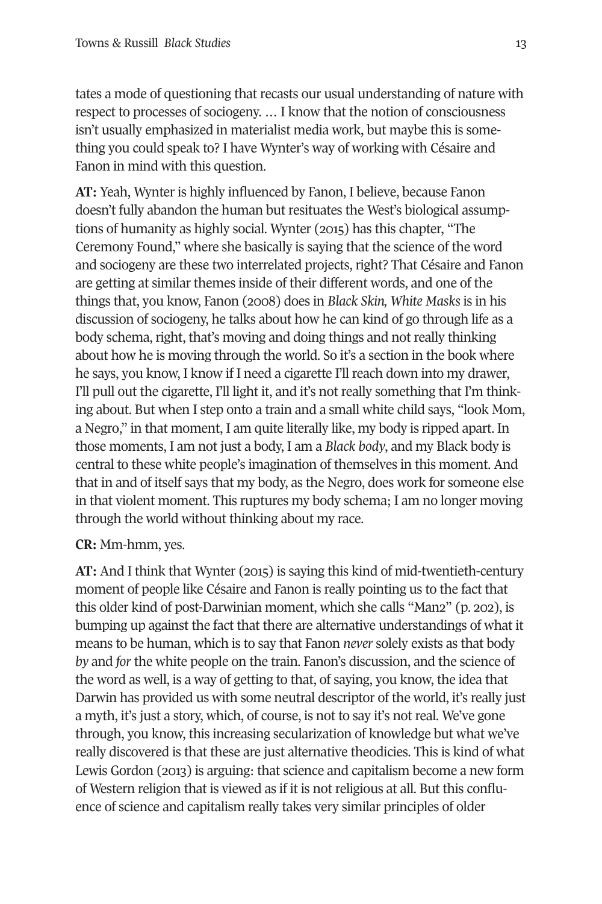tates a mode of questioning that recasts our usual understanding of nature with respect to processes of sociogeny. … I know that the notion of consciousness isn't usually emphasized in materialist media work, but maybe this is something you could speak to? I have Wynter's way of working with Césaire and Fanon in mind with this question.

**AT:** Yeah, Wynter is highly influenced by Fanon, I believe, because Fanon doesn't fully abandon the human but resituates the West's biological assumptions of humanity as highly social. Wynter (2015) has this chapter, "The Ceremony Found," where she basically is saying that the science of the word and sociogeny are these two interrelated projects, right? That Césaire and Fanon are getting at similar themes inside of their different words, and one of the things that, you know, Fanon (2008) does in *Black Skin, White Masks* is in his discussion of sociogeny, he talks about how he can kind of go through life as a body schema, right, that's moving and doing things and not really thinking about how he is moving through the world. So it's a section in the book where he says, you know, I know if I need a cigarette I'll reach down into my drawer, I'll pull out the cigarette, I'll light it, and it's not really something that I'm thinking about. But when I step onto a train and a small white child says, "look Mom, a Negro," in that moment, I am quite literally like, my body is ripped apart. In those moments, I am not just a body, I am a *Black body*, and my Black body is central to these white people's imagination of themselves in this moment. And that in and of itself says that my body, as the Negro, does work for someone else in that violent moment. This ruptures my body schema; I am no longer moving through the world without thinking about my race.

**CR:** Mm-hmm, yes.

**AT:** And I think that Wynter (2015) is saying this kind of mid-twentieth-century moment of people like Césaire and Fanon is really pointing us to the fact that this older kind of post-Darwinian moment, which she calls "Man2" (p. 202), is bumping up against the fact that there are alternative understandings of what it means to be human, which is to say that Fanon *never* solely exists as that body *by* and *for* the white people on the train. Fanon's discussion, and the science of the word as well, is a way of getting to that, of saying, you know, the idea that Darwin has provided us with some neutral descriptor of the world, it's really just a myth, it's just a story, which, of course, is not to say it's not real. We've gone through, you know, this increasing secularization of knowledge but what we've really discovered is that these are just alternative theodicies. This is kind of what Lewis Gordon (2013) is arguing: that science and capitalism become a new form of Western religion that is viewed as if it is not religious at all. But this confluence of science and capitalism really takes very similar principles of older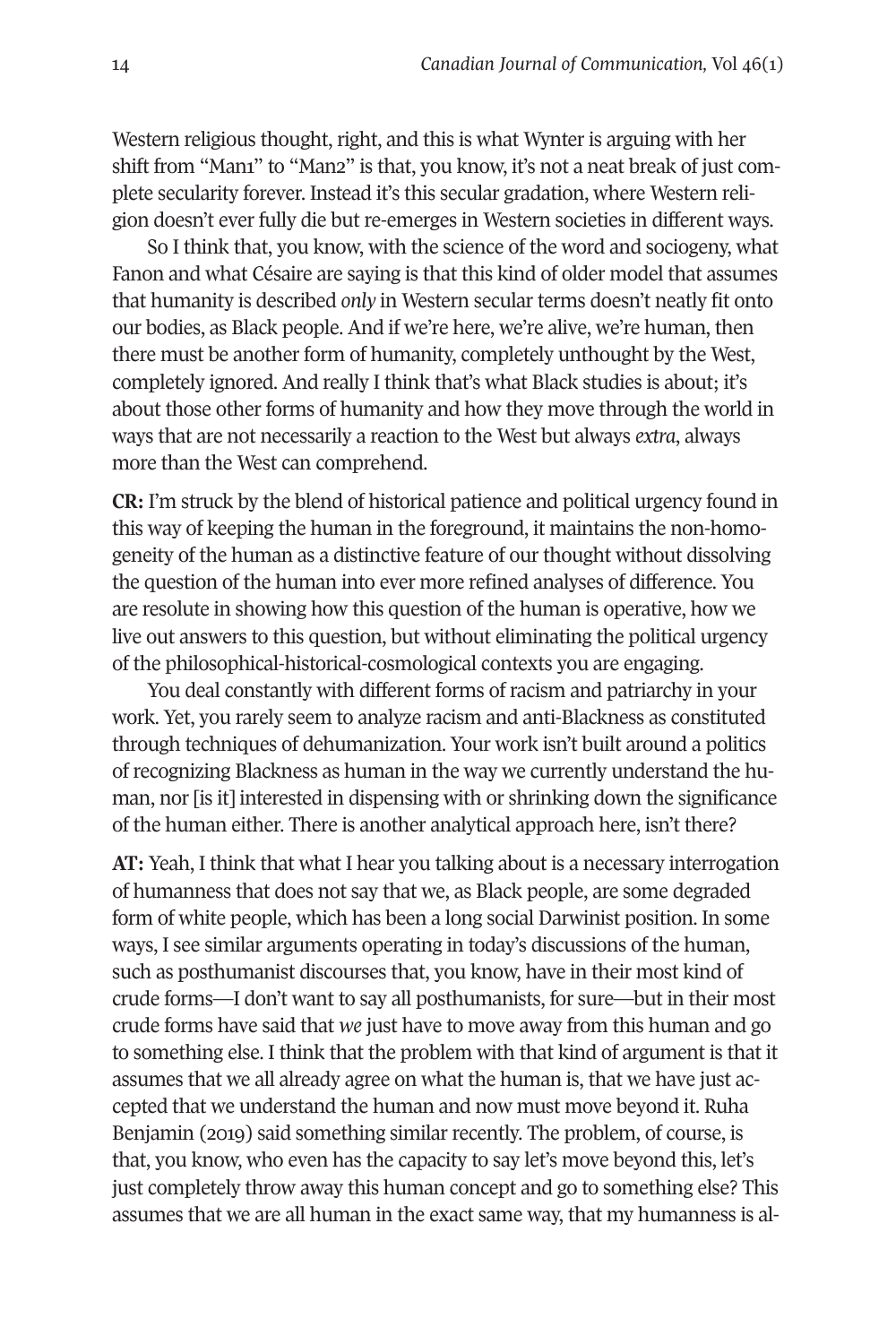Western religious thought, right, and this is what Wynter is arguing with her shift from "Man1" to "Man2" is that, you know, it's not a neat break of just complete secularity forever. Instead it's this secular gradation, where Western religion doesn't ever fully die but re-emerges in Western societies in different ways.

So I think that, you know, with the science of the word and sociogeny, what Fanon and what Césaire are saying is that this kind of older model that assumes that humanity is described *only* in Western secular terms doesn't neatly fit onto our bodies, as Black people. And if we're here, we're alive, we're human, then there must be another form of humanity, completely unthought by the West, completely ignored. And really I think that's what Black studies is about; it's about those other forms of humanity and how they move through the world in ways that are not necessarily a reaction to the West but always *extra*, always more than the West can comprehend.

**CR:** I'm struck by the blend of historical patience and political urgency found in this way of keeping the human in the foreground, it maintains the non-homogeneity of the human as a distinctive feature of our thought without dissolving the question of the human into ever more refined analyses of difference. You are resolute in showing how this question of the human is operative, how we live out answers to this question, but without eliminating the political urgency of the philosophical-historical-cosmological contexts you are engaging.

You deal constantly with different forms of racism and patriarchy in your work. Yet, you rarely seem to analyze racism and anti-Blackness as constituted through techniques of dehumanization. Your work isn't built around a politics of recognizing Blackness as human in the way we currently understand the human, nor [is it] interested in dispensing with or shrinking down the significance of the human either. There is another analytical approach here, isn't there?

**AT:** Yeah, I think that what I hear you talking about is a necessary interrogation of humanness that does not say that we, as Black people, are some degraded form of white people, which has been a long social Darwinist position. In some ways, I see similar arguments operating in today's discussions of the human, such as posthumanist discourses that, you know, have in their most kind of crude forms—I don't want to say all posthumanists, for sure—but in their most crude forms have said that *we* just have to move away from this human and go to something else. I think that the problem with that kind of argument is that it assumes that we all already agree on what the human is, that we have just accepted that we understand the human and now must move beyond it. Ruha Benjamin (2019) said something similar recently. The problem, of course, is that, you know, who even has the capacity to say let's move beyond this, let's just completely throw away this human concept and go to something else? This assumes that we are all human in the exact same way, that my humanness is al-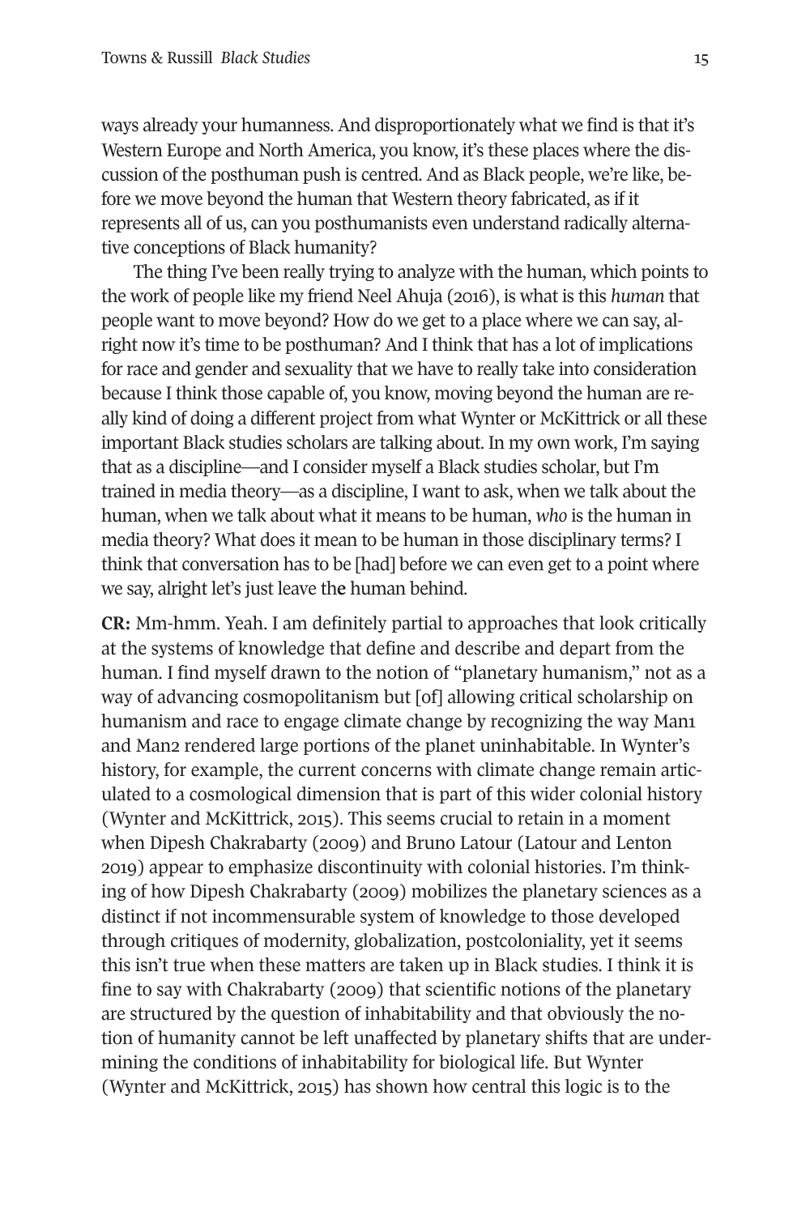ways already your humanness. And disproportionately what we find is that it's Western Europe and North America, you know, it's these places where the discussion of the posthuman push is centred. And as Black people, we're like, before we move beyond the human that Western theory fabricated, as if it represents all of us, can you posthumanists even understand radically alternative conceptions of Black humanity?

The thing I've been really trying to analyze with the human, which points to the work of people like my friend Neel Ahuja (2016), is what is this *human* that people want to move beyond? How do we get to a place where we can say, alright now it's time to be posthuman? And I think that has a lot of implications for race and gender and sexuality that we have to really take into consideration because I think those capable of, you know, moving beyond the human are really kind of doing a different project from what Wynter or McKittrick or all these important Black studies scholars are talking about. In my own work, I'm saying that as a discipline—and I consider myself a Black studies scholar, but I'm trained in media theory—as a discipline, I want to ask, when we talk about the human, when we talk about what it means to be human, *who* is the human in media theory? What does it mean to be human in those disciplinary terms? I think that conversation has to be [had] before we can even get to a point where we say, alright let's just leave the human behind.

**CR:** Mm-hmm. Yeah. I am definitely partial to approaches that look critically at the systems of knowledge that define and describe and depart from the human. I find myself drawn to the notion of "planetary humanism," not as a way of advancing cosmopolitanism but [of] allowing critical scholarship on humanism and race to engage climate change by recognizing the way Man1 and Man2 rendered large portions of the planet uninhabitable. In Wynter's history, for example, the current concerns with climate change remain articulated to a cosmological dimension that is part of this wider colonial history (Wynter and McKittrick, 2015). This seems crucial to retain in a moment when Dipesh Chakrabarty (2009) and Bruno Latour (Latour and Lenton 2019) appear to emphasize discontinuity with colonial histories. I'm thinking of how Dipesh Chakrabarty (2009) mobilizes the planetary sciences as a distinct if not incommensurable system of knowledge to those developed through critiques of modernity, globalization, postcoloniality, yet it seems this isn't true when these matters are taken up in Black studies. I think it is fine to say with Chakrabarty (2009) that scientific notions of the planetary are structured by the question of inhabitability and that obviously the notion of humanity cannot be left unaffected by planetary shifts that are undermining the conditions of inhabitability for biological life. But Wynter (Wynter and McKittrick, 2015) has shown how central this logic is to the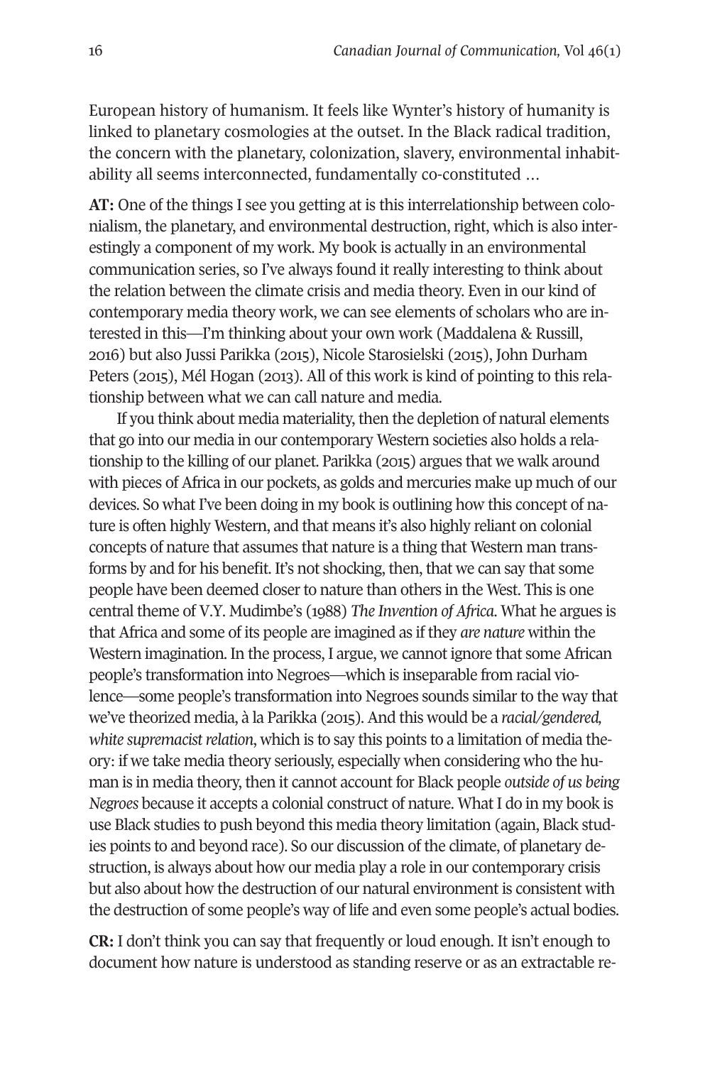European history of humanism. It feels like Wynter's history of humanity is linked to planetary cosmologies at the outset. In the Black radical tradition, the concern with the planetary, colonization, slavery, environmental inhabitability all seems interconnected, fundamentally co-constituted …

**AT:** One of the things I see you getting at is this interrelationship between colonialism, the planetary, and environmental destruction, right, which is also interestingly a component of my work. My book is actually in an environmental communication series, so I've always found it really interesting to think about the relation between the climate crisis and media theory. Even in our kind of contemporary media theory work, we can see elements of scholars who are interested in this—I'm thinking about your own work (Maddalena & Russill, 2016) but also Jussi Parikka (2015), Nicole Starosielski (2015), John Durham Peters (2015), Mél Hogan (2013). All of this work is kind of pointing to this relationship between what we can call nature and media.

If you think about media materiality, then the depletion of natural elements that go into our media in our contemporary Western societies also holds a relationship to the killing of our planet. Parikka (2015) argues that we walk around with pieces of Africa in our pockets, as golds and mercuries make up much of our devices. So what I've been doing in my book is outlining how this concept of nature is often highly Western, and that means it's also highly reliant on colonial concepts of nature that assumes that nature is a thing that Western man transforms by and for his benefit. It's not shocking, then, that we can say that some people have been deemed closer to nature than others in the West. This is one central theme of V.Y. Mudimbe's (1988) *The Invention of Africa*. What he argues is that Africa and some of its people are imagined as if they *are nature* within the Western imagination. In the process, I argue, we cannot ignore that some African people's transformation into Negroes—which is inseparable from racial violence—some people's transformation into Negroes sounds similar to the way that we've theorized media, à la Parikka (2015). And this would be a *racial/gendered, white supremacist relation*, which is to say this points to a limitation of media theory: if we take media theory seriously, especially when considering who the human is in media theory, then it cannot account for Black people *outside of us being Negroes* because it accepts a colonial construct of nature. What I do in my book is use Black studies to push beyond this media theory limitation (again, Black studies points to and beyond race). So our discussion of the climate, of planetary destruction, is always about how our media play a role in our contemporary crisis but also about how the destruction of our natural environment is consistent with the destruction of some people's way of life and even some people's actual bodies.

**CR:** I don't think you can say that frequently or loud enough. It isn't enough to document how nature is understood as standing reserve or as an extractable re-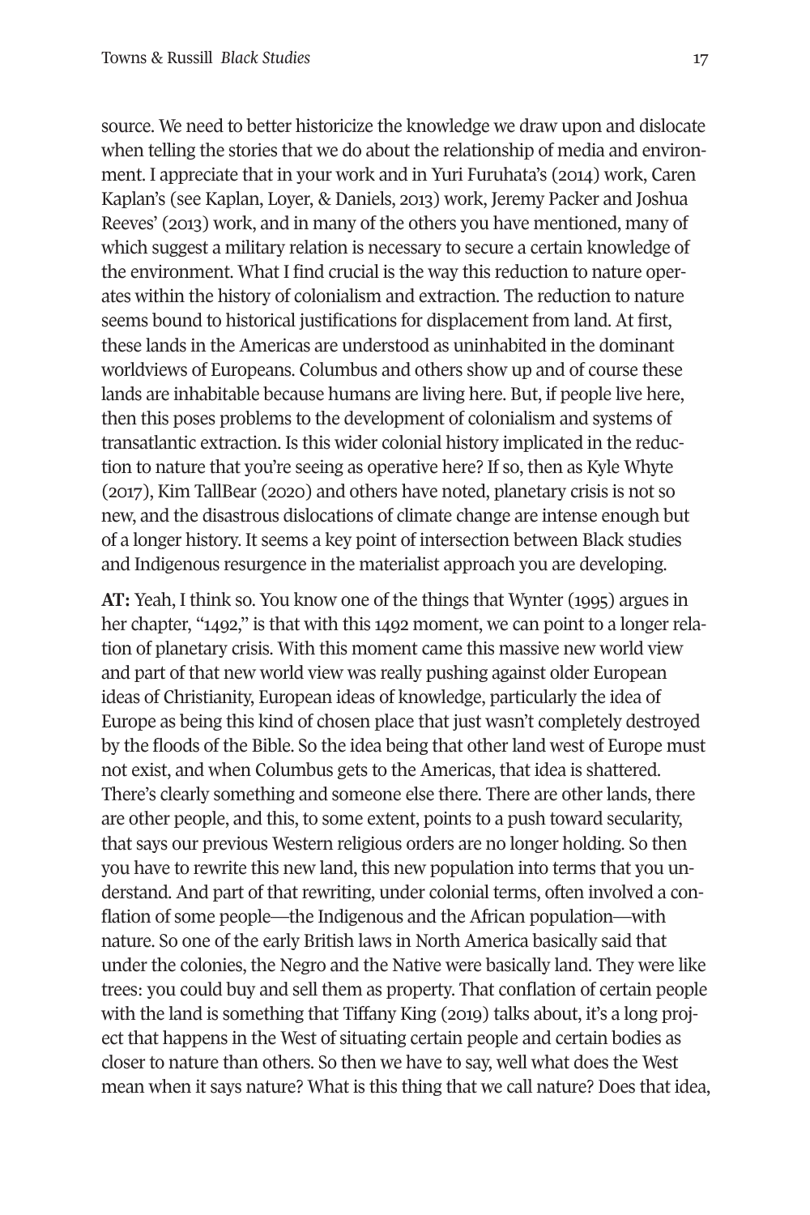source. We need to better historicize the knowledge we draw upon and dislocate when telling the stories that we do about the relationship of media and environment. I appreciate that in your work and in Yuri Furuhata's (2014) work, Caren Kaplan's (see Kaplan, Loyer, & Daniels, 2013) work, Jeremy Packer and Joshua Reeves' (2013) work, and in many of the others you have mentioned, many of which suggest a military relation is necessary to secure a certain knowledge of the environment. What I find crucial is the way this reduction to nature operates within the history of colonialism and extraction. The reduction to nature seems bound to historical justifications for displacement from land. At first, these lands in the Americas are understood as uninhabited in the dominant worldviews of Europeans. Columbus and others show up and of course these lands are inhabitable because humans are living here. But, if people live here, then this poses problems to the development of colonialism and systems of transatlantic extraction. Is this wider colonial history implicated in the reduction to nature that you're seeing as operative here? If so, then as Kyle Whyte (2017), Kim TallBear (2020) and others have noted, planetary crisis is not so new, and the disastrous dislocations of climate change are intense enough but of a longer history. It seems a key point of intersection between Black studies and Indigenous resurgence in the materialist approach you are developing.

**AT:** Yeah, I think so. You know one of the things that Wynter (1995) argues in her chapter, "1492," is that with this 1492 moment, we can point to a longer relation of planetary crisis. With this moment came this massive new world view and part of that new world view was really pushing against older European ideas of Christianity, European ideas of knowledge, particularly the idea of Europe as being this kind of chosen place that just wasn't completely destroyed by the floods of the Bible. So the idea being that other land west of Europe must not exist, and when Columbus gets to the Americas, that idea is shattered. There's clearly something and someone else there. There are other lands, there are other people, and this, to some extent, points to a push toward secularity, that says our previous Western religious orders are no longer holding. So then you have to rewrite this new land, this new population into terms that you understand. And part of that rewriting, under colonial terms, often involved a conflation of some people—the Indigenous and the African population—with nature. So one of the early British laws in North America basically said that under the colonies, the Negro and the Native were basically land. They were like trees: you could buy and sell them as property. That conflation of certain people with the land is something that Tiffany King (2019) talks about, it's a long project that happens in the West of situating certain people and certain bodies as closer to nature than others. So then we have to say, well what does the West mean when it says nature? What is this thing that we call nature? Does that idea,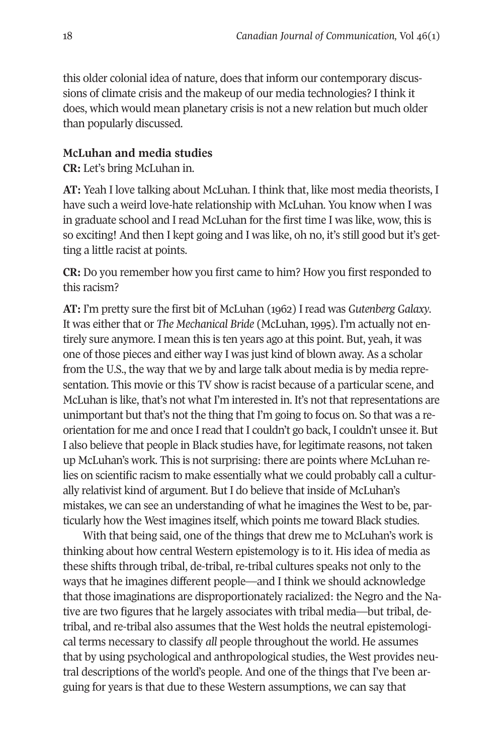this older colonial idea of nature, does that inform our contemporary discussions of climate crisis and the makeup of our media technologies? I think it does, which would mean planetary crisis is not a new relation but much older than popularly discussed.

### McLuhan and media studies

**CR:** Let's bring McLuhan in.

**AT:** Yeah I love talking about McLuhan. I think that, like most media theorists, I have such a weird love-hate relationship with McLuhan. You know when I was in graduate school and I read McLuhan for the first time I was like, wow, this is so exciting! And then I kept going and I was like, oh no, it's still good but it's getting a little racist at points.

**CR:** Do you remember how you first came to him? How you first responded to this racism?

**AT:** I'm pretty sure the first bit of McLuhan (1962) I read was *Gutenberg Galaxy*. It was either that or *The Mechanical Bride* (McLuhan, 1995). I'm actually not entirely sure anymore. I mean this is ten years ago at this point. But, yeah, it was one of those pieces and either way I was just kind of blown away. As a scholar from the U.S., the way that we by and large talk about media is by media representation. This movie or this TV show is racist because of a particular scene, and McLuhan is like, that's not what I'm interested in. It's not that representations are unimportant but that's not the thing that I'm going to focus on. So that was a reorientation for me and once I read that I couldn't go back, I couldn't unsee it. But I also believe that people in Black studies have, for legitimate reasons, not taken up McLuhan's work. This is not surprising: there are points where McLuhan relies on scientific racism to make essentially what we could probably call a culturally relativist kind of argument. But I do believe that inside of McLuhan's mistakes, we can see an understanding of what he imagines the West to be, particularly how the West imagines itself, which points me toward Black studies.

With that being said, one of the things that drew me to McLuhan's work is thinking about how central Western epistemology is to it. His idea of media as these shifts through tribal, de-tribal, re-tribal cultures speaks not only to the ways that he imagines different people—and I think we should acknowledge that those imaginations are disproportionately racialized: the Negro and the Native are two figures that he largely associates with tribal media—but tribal, de-tribal, and re-tribal also assumes that the West holds the neutral epistemological terms necessary to classify *all* people throughout the world. He assumes that by using psychological and anthropological studies, the West provides neutral descriptions of the world's people. And one of the things that I've been arguing for years is that due to these Western assumptions, we can say that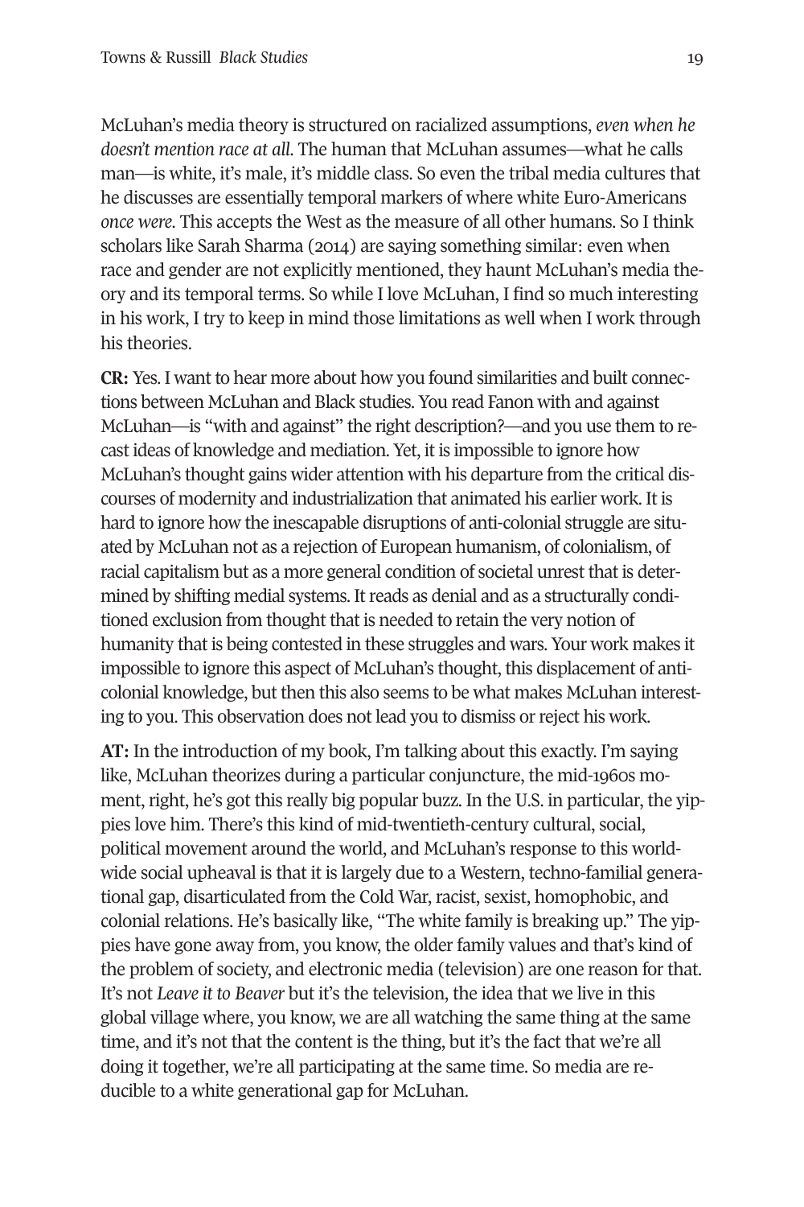McLuhan's media theory is structured on racialized assumptions, *even when he doesn't mention race at all*. The human that McLuhan assumes—what he calls man—is white, it's male, it's middle class. So even the tribal media cultures that he discusses are essentially temporal markers of where white Euro-Americans *once were*. This accepts the West as the measure of all other humans. So I think scholars like Sarah Sharma (2014) are saying something similar: even when race and gender are not explicitly mentioned, they haunt McLuhan's media theory and its temporal terms. So while I love McLuhan, I find so much interesting in his work, I try to keep in mind those limitations as well when I work through his theories.

**CR:** Yes. I want to hear more about how you found similarities and built connections between McLuhan and Black studies. You read Fanon with and against McLuhan—is "with and against" the right description?—and you use them to recast ideas of knowledge and mediation. Yet, it is impossible to ignore how McLuhan's thought gains wider attention with his departure from the critical discourses of modernity and industrialization that animated his earlier work. It is hard to ignore how the inescapable disruptions of anti-colonial struggle are situated by McLuhan not as a rejection of European humanism, of colonialism, of racial capitalism but as a more general condition of societal unrest that is determined by shifting medial systems. It reads as denial and as a structurally conditioned exclusion from thought that is needed to retain the very notion of humanity that is being contested in these struggles and wars. Your work makes it impossible to ignore this aspect of McLuhan's thought, this displacement of anti-colonial knowledge, but then this also seems to be what makes McLuhan interesting to you. This observation does not lead you to dismiss or reject his work.

**AT:** In the introduction of my book, I'm talking about this exactly. I'm saying like, McLuhan theorizes during a particular conjuncture, the mid-1960s moment, right, he's got this really big popular buzz. In the U.S. in particular, the yippies love him. There's this kind of mid-twentieth-century cultural, social, political movement around the world, and McLuhan's response to this worldwide social upheaval is that it is largely due to a Western, techno-familial generational gap, disarticulated from the Cold War, racist, sexist, homophobic, and colonial relations. He's basically like, "The white family is breaking up." The yippies have gone away from, you know, the older family values and that's kind of the problem of society, and electronic media (television) are one reason for that. It's not *Leave it to Beaver* but it's the television, the idea that we live in this global village where, you know, we are all watching the same thing at the same time, and it's not that the content is the thing, but it's the fact that we're all doing it together, we're all participating at the same time. So media are reducible to a white generational gap for McLuhan.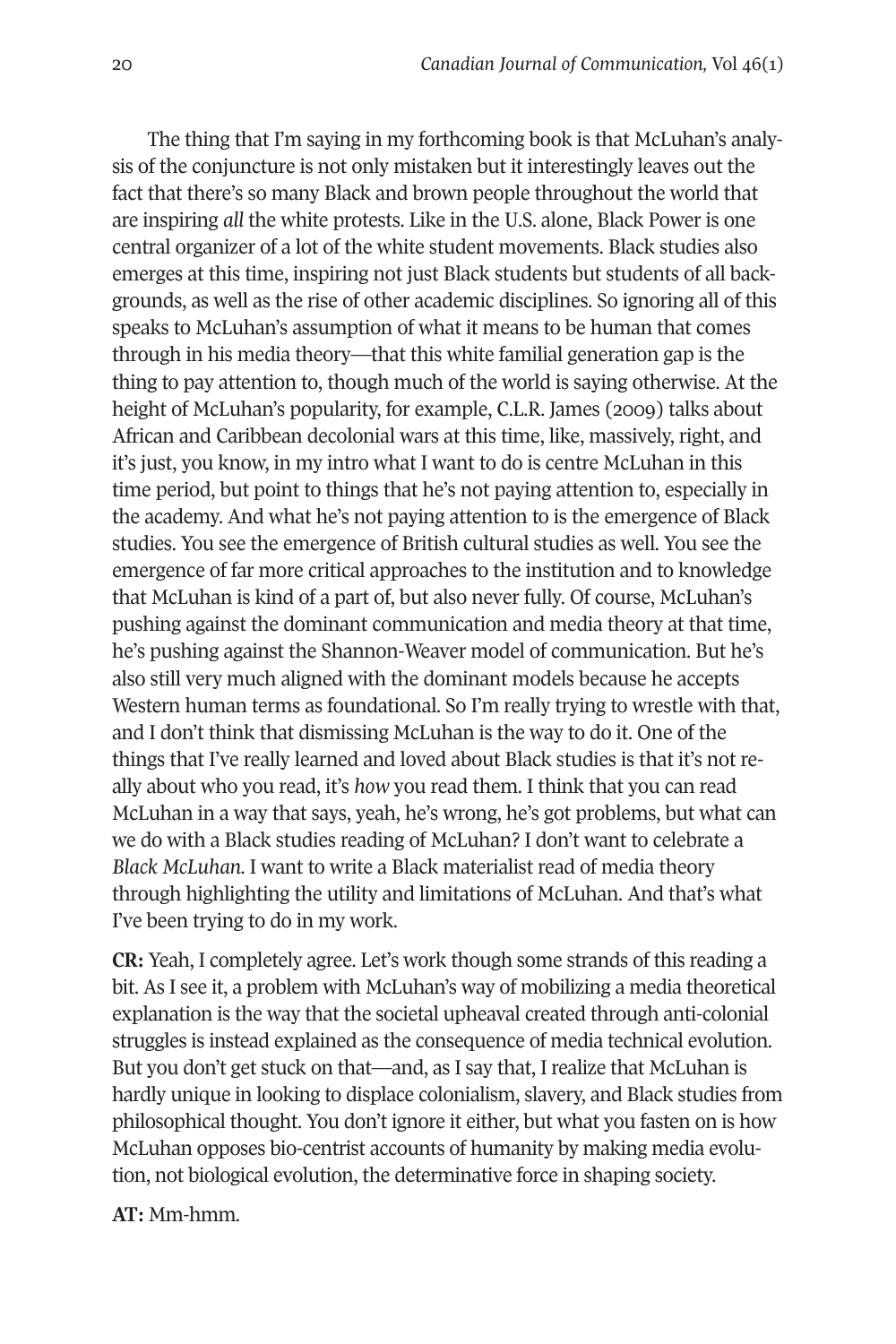The thing that I'm saying in my forthcoming book is that McLuhan's analysis of the conjuncture is not only mistaken but it interestingly leaves out the fact that there's so many Black and brown people throughout the world that are inspiring *all* the white protests. Like in the U.S. alone, Black Power is one central organizer of a lot of the white student movements. Black studies also emerges at this time, inspiring not just Black students but students of all backgrounds, as well as the rise of other academic disciplines. So ignoring all of this speaks to McLuhan's assumption of what it means to be human that comes through in his media theory—that this white familial generation gap is the thing to pay attention to, though much of the world is saying otherwise. At the height of McLuhan's popularity, for example, C.L.R. James (2009) talks about African and Caribbean decolonial wars at this time, like, massively, right, and it's just, you know, in my intro what I want to do is centre McLuhan in this time period, but point to things that he's not paying attention to, especially in the academy. And what he's not paying attention to is the emergence of Black studies. You see the emergence of British cultural studies as well. You see the emergence of far more critical approaches to the institution and to knowledge that McLuhan is kind of a part of, but also never fully. Of course, McLuhan's pushing against the dominant communication and media theory at that time, he's pushing against the Shannon-Weaver model of communication. But he's also still very much aligned with the dominant models because he accepts Western human terms as foundational. So I'm really trying to wrestle with that, and I don't think that dismissing McLuhan is the way to do it. One of the things that I've really learned and loved about Black studies is that it's not really about who you read, it's *how* you read them. I think that you can read McLuhan in a way that says, yeah, he's wrong, he's got problems, but what can we do with a Black studies reading of McLuhan? I don't want to celebrate a *Black McLuhan.* I want to write a Black materialist read of media theory through highlighting the utility and limitations of McLuhan. And that's what I've been trying to do in my work.

**CR:** Yeah, I completely agree. Let's work though some strands of this reading a bit. As I see it, a problem with McLuhan's way of mobilizing a media theoretical explanation is the way that the societal upheaval created through anti-colonial struggles is instead explained as the consequence of media technical evolution. But you don't get stuck on that—and, as I say that, I realize that McLuhan is hardly unique in looking to displace colonialism, slavery, and Black studies from philosophical thought. You don't ignore it either, but what you fasten on is how McLuhan opposes bio-centrist accounts of humanity by making media evolution, not biological evolution, the determinative force in shaping society.

**AT:** Mm-hmm.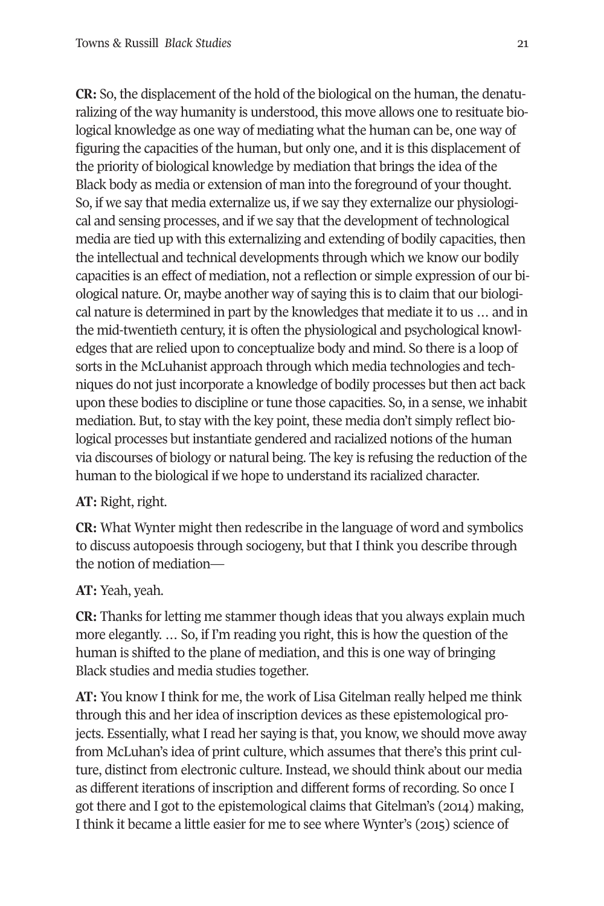**CR:** So, the displacement of the hold of the biological on the human, the denaturalizing of the way humanity is understood, this move allows one to resituate biological knowledge as one way of mediating what the human can be, one way of figuring the capacities of the human, but only one, and it is this displacement of the priority of biological knowledge by mediation that brings the idea of the Black body as media or extension of man into the foreground of your thought. So, if we say that media externalize us, if we say they externalize our physiological and sensing processes, and if we say that the development of technological media are tied up with this externalizing and extending of bodily capacities, then the intellectual and technical developments through which we know our bodily capacities is an effect of mediation, not a reflection or simple expression of our biological nature. Or, maybe another way of saying this is to claim that our biological nature is determined in part by the knowledges that mediate it to us … and in the mid-twentieth century, it is often the physiological and psychological knowledges that are relied upon to conceptualize body and mind. So there is a loop of sorts in the McLuhanist approach through which media technologies and techniques do not just incorporate a knowledge of bodily processes but then act back upon these bodies to discipline or tune those capacities. So, in a sense, we inhabit mediation. But, to stay with the key point, these media don't simply reflect biological processes but instantiate gendered and racialized notions of the human via discourses of biology or natural being. The key is refusing the reduction of the human to the biological if we hope to understand its racialized character.

**AT:** Right, right.

**CR:** What Wynter might then redescribe in the language of word and symbolics to discuss autopoesis through sociogeny, but that I think you describe through the notion of mediation—

**AT:** Yeah, yeah.

**CR:** Thanks for letting me stammer though ideas that you always explain much more elegantly. … So, if I'm reading you right, this is how the question of the human is shifted to the plane of mediation, and this is one way of bringing Black studies and media studies together.

**AT:** You know I think for me, the work of Lisa Gitelman really helped me think through this and her idea of inscription devices as these epistemological projects. Essentially, what I read her saying is that, you know, we should move away from McLuhan's idea of print culture, which assumes that there's this print culture, distinct from electronic culture. Instead, we should think about our media as different iterations of inscription and different forms of recording. So once I got there and I got to the epistemological claims that Gitelman's (2014) making, I think it became a little easier for me to see where Wynter's (2015) science of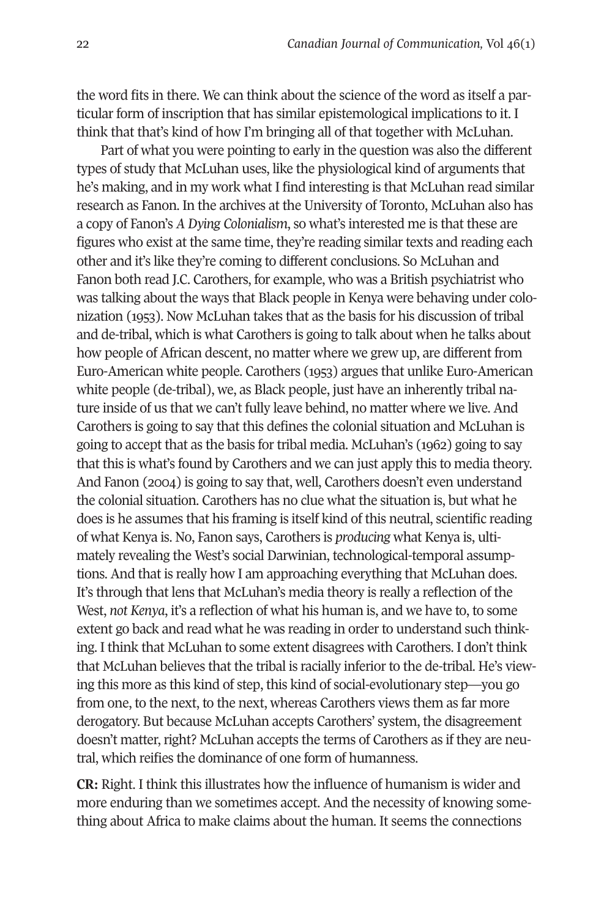the word fits in there. We can think about the science of the word as itself a particular form of inscription that has similar epistemological implications to it. I think that that's kind of how I'm bringing all of that together with McLuhan.

Part of what you were pointing to early in the question was also the different types of study that McLuhan uses, like the physiological kind of arguments that he's making, and in my work what I find interesting is that McLuhan read similar research as Fanon. In the archives at the University of Toronto, McLuhan also has a copy of Fanon's *A Dying Colonialism*, so what's interested me is that these are figures who exist at the same time, they're reading similar texts and reading each other and it's like they're coming to different conclusions. So McLuhan and Fanon both read J.C. Carothers, for example, who was a British psychiatrist who was talking about the ways that Black people in Kenya were behaving under colonization (1953). Now McLuhan takes that as the basis for his discussion of tribal and de-tribal, which is what Carothers is going to talk about when he talks about how people of African descent, no matter where we grew up, are different from Euro-American white people. Carothers (1953) argues that unlike Euro-American white people (de-tribal), we, as Black people, just have an inherently tribal nature inside of us that we can't fully leave behind, no matter where we live. And Carothers is going to say that this defines the colonial situation and McLuhan is going to accept that as the basis for tribal media. McLuhan's (1962) going to say that this is what's found by Carothers and we can just apply this to media theory. And Fanon (2004) is going to say that, well, Carothers doesn't even understand the colonial situation. Carothers has no clue what the situation is, but what he does is he assumes that his framing is itself kind of this neutral, scientific reading of what Kenya is. No, Fanon says, Carothers is *producing* what Kenya is, ultimately revealing the West's social Darwinian, technological-temporal assumptions. And that is really how I am approaching everything that McLuhan does. It's through that lens that McLuhan's media theory is really a reflection of the West, *not Kenya*, it's a reflection of what his human is, and we have to, to some extent go back and read what he was reading in order to understand such thinking. I think that McLuhan to some extent disagrees with Carothers. I don't think that McLuhan believes that the tribal is racially inferior to the de-tribal. He's viewing this more as this kind of step, this kind of social-evolutionary step—you go from one, to the next, to the next, whereas Carothers views them as far more derogatory. But because McLuhan accepts Carothers' system, the disagreement doesn't matter, right? McLuhan accepts the terms of Carothers as if they are neutral, which reifies the dominance of one form of humanness.

**CR:** Right. I think this illustrates how the influence of humanism is wider and more enduring than we sometimes accept. And the necessity of knowing something about Africa to make claims about the human. It seems the connections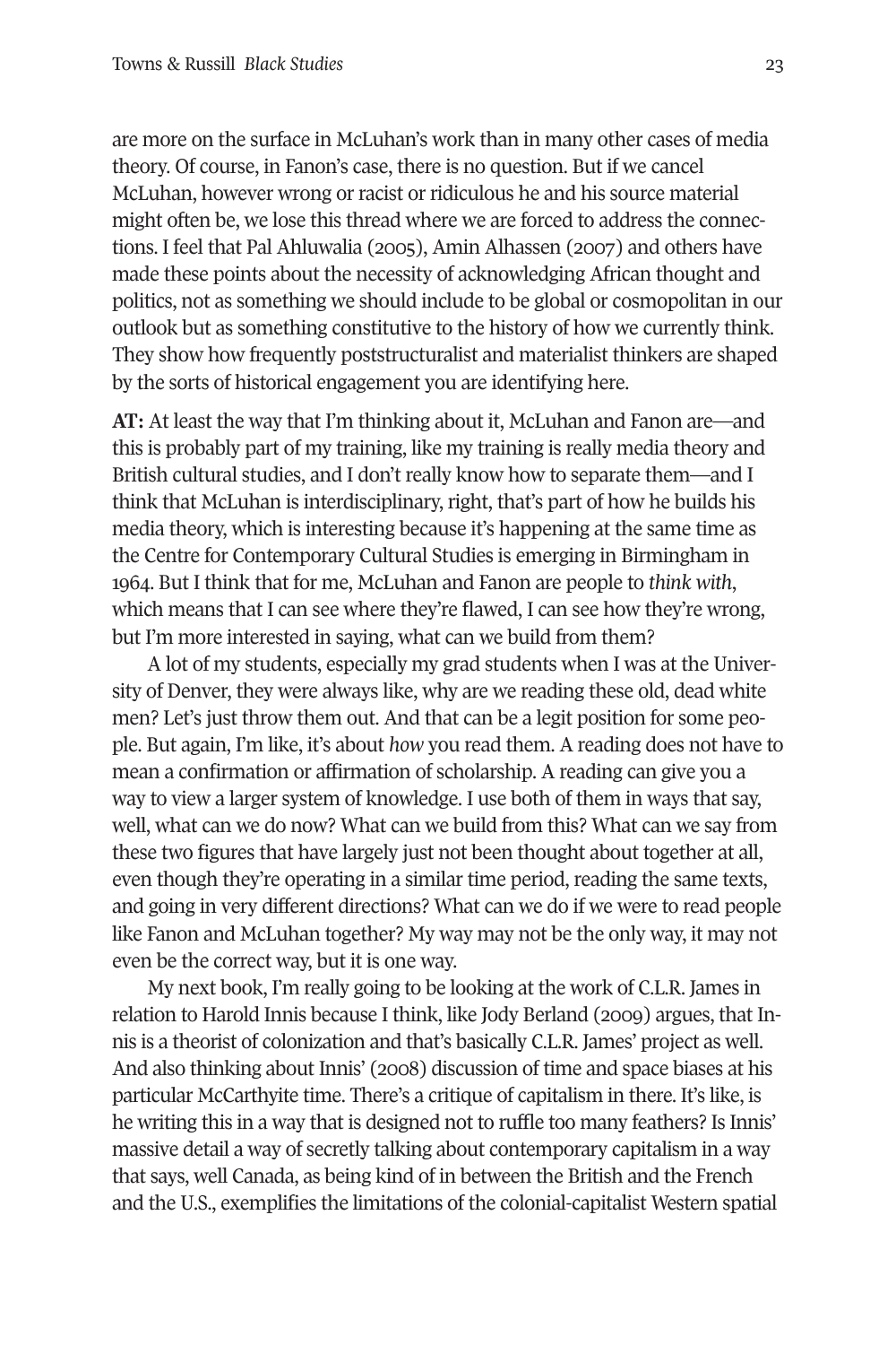are more on the surface in McLuhan's work than in many other cases of media theory. Of course, in Fanon's case, there is no question. But if we cancel McLuhan, however wrong or racist or ridiculous he and his source material might often be, we lose this thread where we are forced to address the connections. I feel that Pal Ahluwalia (2005), Amin Alhassen (2007) and others have made these points about the necessity of acknowledging African thought and politics, not as something we should include to be global or cosmopolitan in our outlook but as something constitutive to the history of how we currently think. They show how frequently poststructuralist and materialist thinkers are shaped by the sorts of historical engagement you are identifying here.

**AT:** At least the way that I'm thinking about it, McLuhan and Fanon are—and this is probably part of my training, like my training is really media theory and British cultural studies, and I don't really know how to separate them—and I think that McLuhan is interdisciplinary, right, that's part of how he builds his media theory, which is interesting because it's happening at the same time as the Centre for Contemporary Cultural Studies is emerging in Birmingham in 1964. But I think that for me, McLuhan and Fanon are people to *think with*, which means that I can see where they're flawed, I can see how they're wrong, but I'm more interested in saying, what can we build from them?

A lot of my students, especially my grad students when I was at the University of Denver, they were always like, why are we reading these old, dead white men? Let's just throw them out. And that can be a legit position for some people. But again, I'm like, it's about *how* you read them. A reading does not have to mean a confirmation or affirmation of scholarship. A reading can give you a way to view a larger system of knowledge. I use both of them in ways that say, well, what can we do now? What can we build from this? What can we say from these two figures that have largely just not been thought about together at all, even though they're operating in a similar time period, reading the same texts, and going in very different directions? What can we do if we were to read people like Fanon and McLuhan together? My way may not be the only way, it may not even be the correct way, but it is one way.

My next book, I'm really going to be looking at the work of C.L.R. James in relation to Harold Innis because I think, like Jody Berland (2009) argues, that Innis is a theorist of colonization and that's basically C.L.R. James' project as well. And also thinking about Innis' (2008) discussion of time and space biases at his particular McCarthyite time. There's a critique of capitalism in there. It's like, is he writing this in a way that is designed not to ruffle too many feathers? Is Innis' massive detail a way of secretly talking about contemporary capitalism in a way that says, well Canada, as being kind of in between the British and the French and the U.S., exemplifies the limitations of the colonial-capitalist Western spatial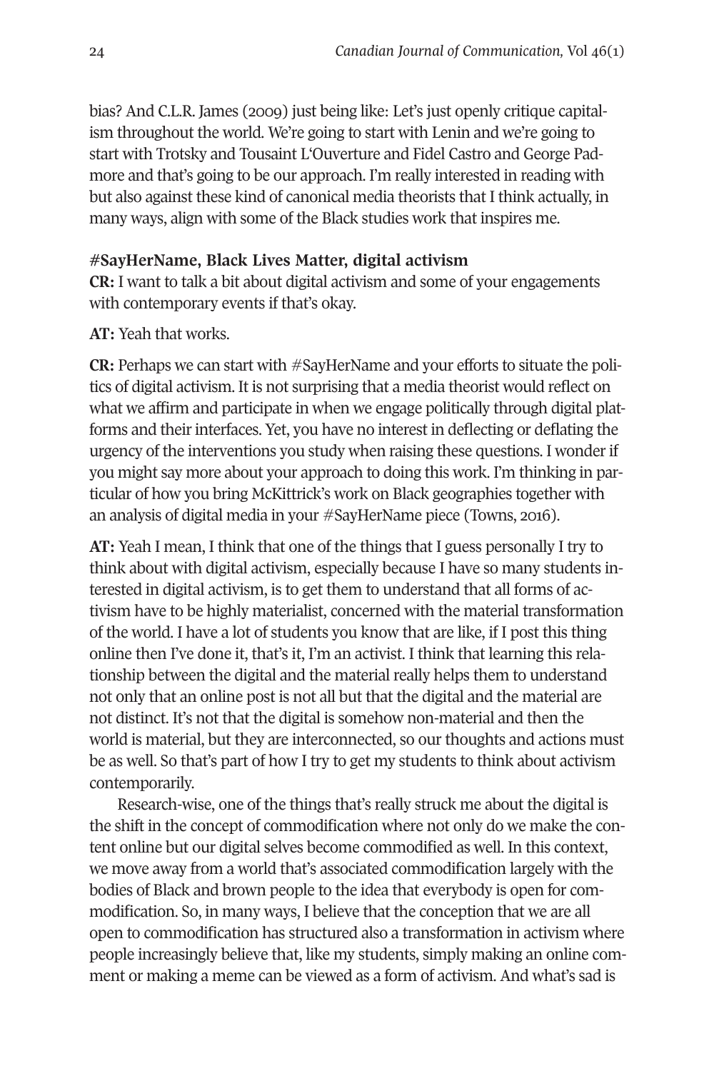bias? And C.L.R. James (2009) just being like: Let's just openly critique capitalism throughout the world. We're going to start with Lenin and we're going to start with Trotsky and Tousaint L'Ouverture and Fidel Castro and George Padmore and that's going to be our approach. I'm really interested in reading with but also against these kind of canonical media theorists that I think actually, in many ways, align with some of the Black studies work that inspires me.

### #SayHerName, Black Lives Matter, digital activism

**CR:** I want to talk a bit about digital activism and some of your engagements with contemporary events if that's okay.

**AT:** Yeah that works.

**CR:** Perhaps we can start with #SayHerName and your efforts to situate the politics of digital activism. It is not surprising that a media theorist would reflect on what we affirm and participate in when we engage politically through digital platforms and their interfaces. Yet, you have no interest in deflecting or deflating the urgency of the interventions you study when raising these questions. I wonder if you might say more about your approach to doing this work. I'm thinking in particular of how you bring McKittrick's work on Black geographies together with an analysis of digital media in your #SayHerName piece (Towns, 2016).

**AT:** Yeah I mean, I think that one of the things that I guess personally I try to think about with digital activism, especially because I have so many students interested in digital activism, is to get them to understand that all forms of activism have to be highly materialist, concerned with the material transformation of the world. I have a lot of students you know that are like, if I post this thing online then I've done it, that's it, I'm an activist. I think that learning this relationship between the digital and the material really helps them to understand not only that an online post is not all but that the digital and the material are not distinct. It's not that the digital is somehow non-material and then the world is material, but they are interconnected, so our thoughts and actions must be as well. So that's part of how I try to get my students to think about activism contemporarily.

Research-wise, one of the things that's really struck me about the digital is the shift in the concept of commodification where not only do we make the content online but our digital selves become commodified as well. In this context, we move away from a world that's associated commodification largely with the bodies of Black and brown people to the idea that everybody is open for commodification. So, in many ways, I believe that the conception that we are all open to commodification has structured also a transformation in activism where people increasingly believe that, like my students, simply making an online comment or making a meme can be viewed as a form of activism. And what's sad is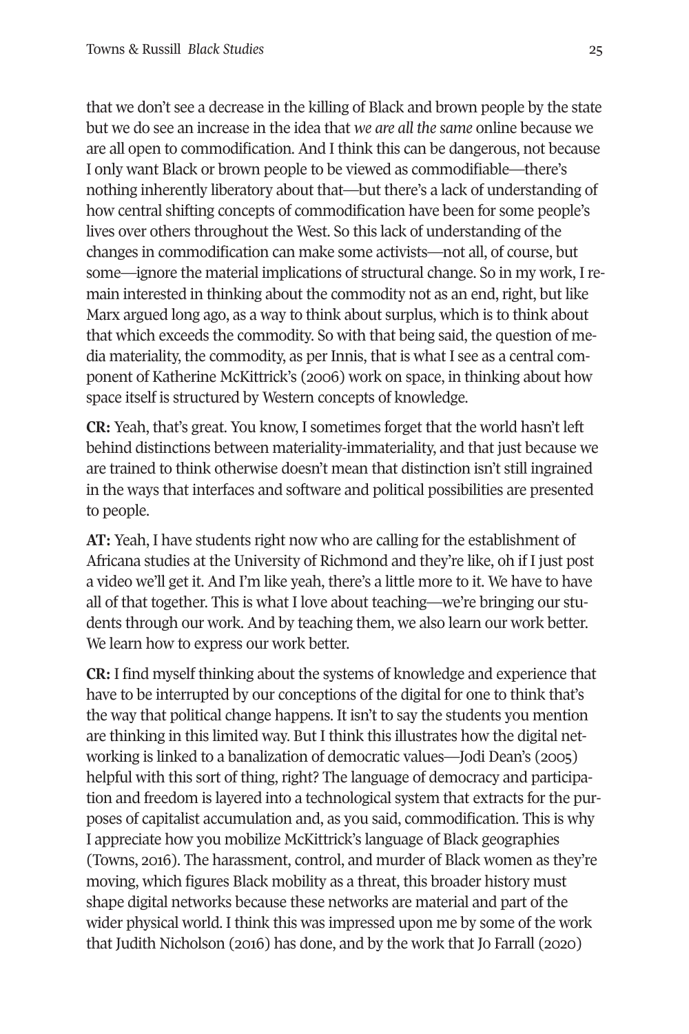that we don't see a decrease in the killing of Black and brown people by the state but we do see an increase in the idea that *we are all the same* online because we are all open to commodification. And I think this can be dangerous, not because I only want Black or brown people to be viewed as commodifiable—there's nothing inherently liberatory about that—but there's a lack of understanding of how central shifting concepts of commodification have been for some people's lives over others throughout the West. So this lack of understanding of the changes in commodification can make some activists—not all, of course, but some—ignore the material implications of structural change. So in my work, I remain interested in thinking about the commodity not as an end, right, but like Marx argued long ago, as a way to think about surplus, which is to think about that which exceeds the commodity. So with that being said, the question of media materiality, the commodity, as per Innis, that is what I see as a central component of Katherine McKittrick's (2006) work on space, in thinking about how space itself is structured by Western concepts of knowledge.

**CR:** Yeah, that's great. You know, I sometimes forget that the world hasn't left behind distinctions between materiality-immateriality, and that just because we are trained to think otherwise doesn't mean that distinction isn't still ingrained in the ways that interfaces and software and political possibilities are presented to people.

**AT:** Yeah, I have students right now who are calling for the establishment of Africana studies at the University of Richmond and they're like, oh if I just post a video we'll get it. And I'm like yeah, there's a little more to it. We have to have all of that together. This is what I love about teaching—we're bringing our students through our work. And by teaching them, we also learn our work better. We learn how to express our work better.

**CR:** I find myself thinking about the systems of knowledge and experience that have to be interrupted by our conceptions of the digital for one to think that's the way that political change happens. It isn't to say the students you mention are thinking in this limited way. But I think this illustrates how the digital networking is linked to a banalization of democratic values—Jodi Dean's (2005) helpful with this sort of thing, right? The language of democracy and participation and freedom is layered into a technological system that extracts for the purposes of capitalist accumulation and, as you said, commodification. This is why I appreciate how you mobilize McKittrick's language of Black geographies (Towns, 2016). The harassment, control, and murder of Black women as they're moving, which figures Black mobility as a threat, this broader history must shape digital networks because these networks are material and part of the wider physical world. I think this was impressed upon me by some of the work that Judith Nicholson (2016) has done, and by the work that Jo Farrall (2020)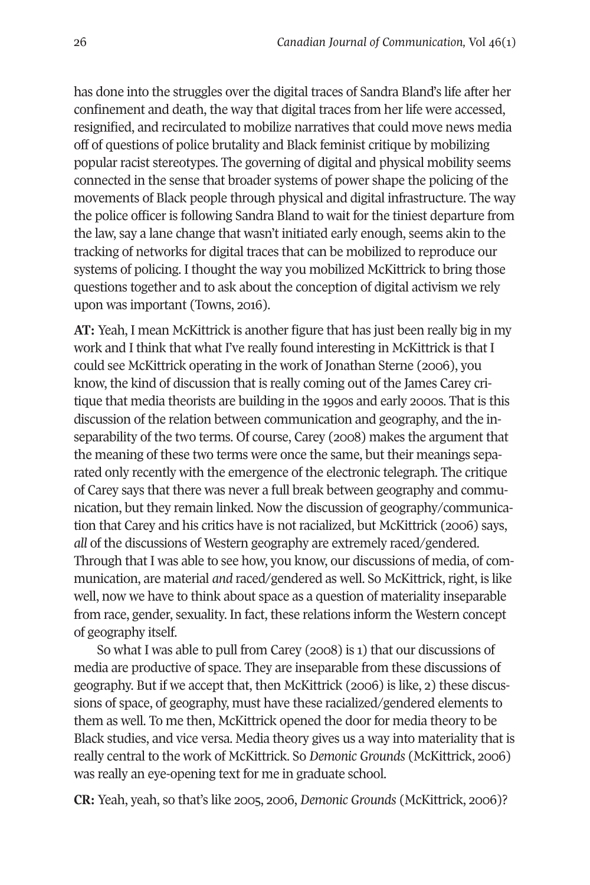has done into the struggles over the digital traces of Sandra Bland's life after her confinement and death, the way that digital traces from her life were accessed, resignified, and recirculated to mobilize narratives that could move news media off of questions of police brutality and Black feminist critique by mobilizing popular racist stereotypes. The governing of digital and physical mobility seems connected in the sense that broader systems of power shape the policing of the movements of Black people through physical and digital infrastructure. The way the police officer is following Sandra Bland to wait for the tiniest departure from the law, say a lane change that wasn't initiated early enough, seems akin to the tracking of networks for digital traces that can be mobilized to reproduce our systems of policing. I thought the way you mobilized McKittrick to bring those questions together and to ask about the conception of digital activism we rely upon was important (Towns, 2016).

**AT:** Yeah, I mean McKittrick is another figure that has just been really big in my work and I think that what I've really found interesting in McKittrick is that I could see McKittrick operating in the work of Jonathan Sterne (2006), you know, the kind of discussion that is really coming out of the James Carey critique that media theorists are building in the 1990s and early 2000s. That is this discussion of the relation between communication and geography, and the inseparability of the two terms. Of course, Carey (2008) makes the argument that the meaning of these two terms were once the same, but their meanings separated only recently with the emergence of the electronic telegraph. The critique of Carey says that there was never a full break between geography and communication, but they remain linked. Now the discussion of geography/communication that Carey and his critics have is not racialized, but McKittrick (2006) says, *all* of the discussions of Western geography are extremely raced/gendered. Through that I was able to see how, you know, our discussions of media, of communication, are material *and* raced/gendered as well. So McKittrick, right, is like well, now we have to think about space as a question of materiality inseparable from race, gender, sexuality. In fact, these relations inform the Western concept of geography itself.

So what I was able to pull from Carey (2008) is 1) that our discussions of media are productive of space. They are inseparable from these discussions of geography. But if we accept that, then McKittrick (2006) is like, 2) these discussions of space, of geography, must have these racialized/gendered elements to them as well. To me then, McKittrick opened the door for media theory to be Black studies, and vice versa. Media theory gives us a way into materiality that is really central to the work of McKittrick. So *Demonic Grounds* (McKittrick, 2006) was really an eye-opening text for me in graduate school.

**CR:** Yeah, yeah, so that's like 2005, 2006, *Demonic Grounds* (McKittrick, 2006)?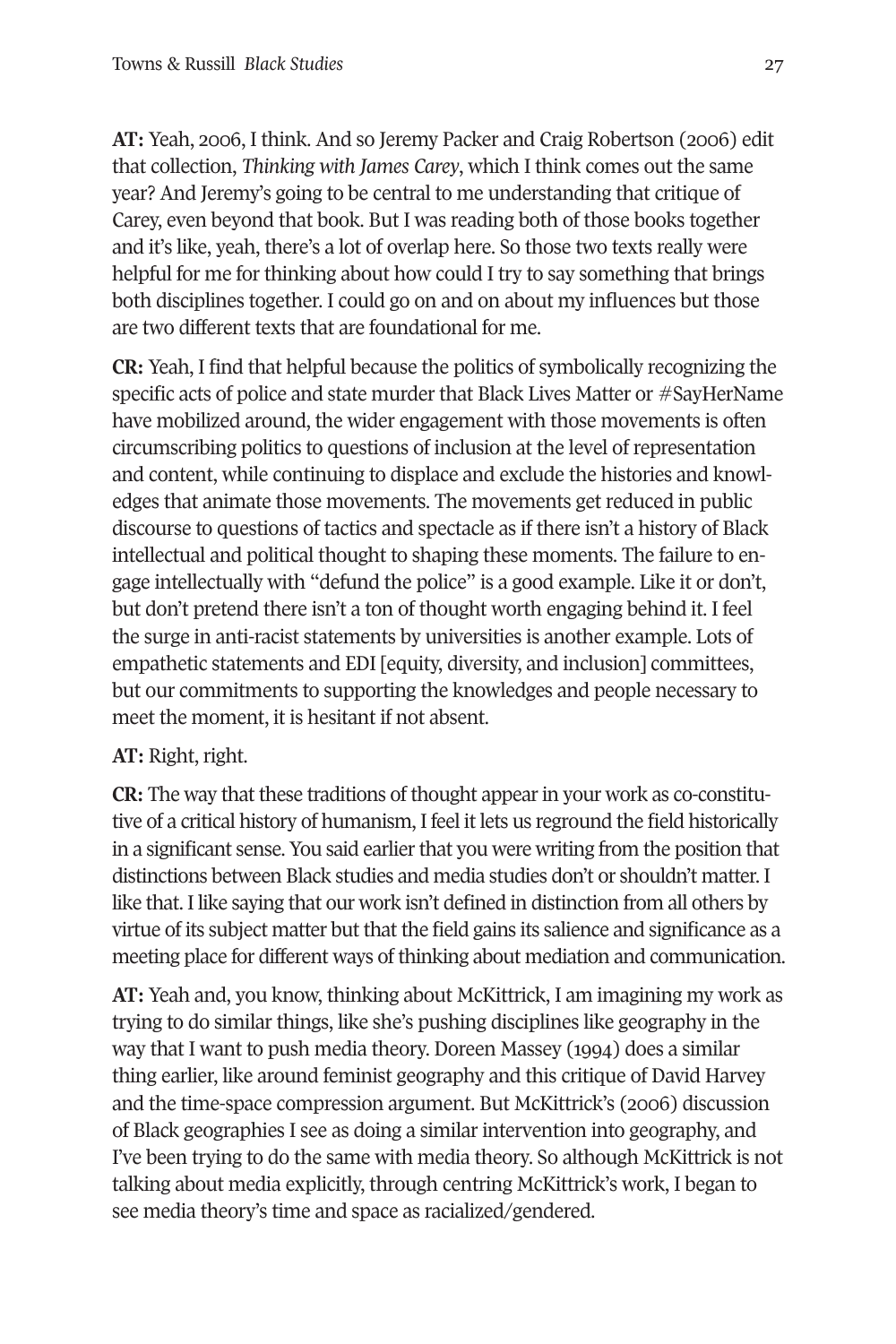**AT:** Yeah, 2006, I think. And so Jeremy Packer and Craig Robertson (2006) edit that collection, *Thinking with James Carey*, which I think comes out the same year? And Jeremy's going to be central to me understanding that critique of Carey, even beyond that book. But I was reading both of those books together and it's like, yeah, there's a lot of overlap here. So those two texts really were helpful for me for thinking about how could I try to say something that brings both disciplines together. I could go on and on about my influences but those are two different texts that are foundational for me.

**CR:** Yeah, I find that helpful because the politics of symbolically recognizing the specific acts of police and state murder that Black Lives Matter or #SayHerName have mobilized around, the wider engagement with those movements is often circumscribing politics to questions of inclusion at the level of representation and content, while continuing to displace and exclude the histories and knowledges that animate those movements. The movements get reduced in public discourse to questions of tactics and spectacle as if there isn't a history of Black intellectual and political thought to shaping these moments. The failure to engage intellectually with "defund the police" is a good example. Like it or don't, but don't pretend there isn't a ton of thought worth engaging behind it. I feel the surge in anti-racist statements by universities is another example. Lots of empathetic statements and EDI [equity, diversity, and inclusion] committees, but our commitments to supporting the knowledges and people necessary to meet the moment, it is hesitant if not absent.

**AT:** Right, right.

**CR:** The way that these traditions of thought appear in your work as co-constitutive of a critical history of humanism, I feel it lets us reground the field historically in a significant sense. You said earlier that you were writing from the position that distinctions between Black studies and media studies don't or shouldn't matter. I like that. I like saying that our work isn't defined in distinction from all others by virtue of its subject matter but that the field gains its salience and significance as a meeting place for different ways of thinking about mediation and communication.

**AT:** Yeah and, you know, thinking about McKittrick, I am imagining my work as trying to do similar things, like she's pushing disciplines like geography in the way that I want to push media theory. Doreen Massey (1994) does a similar thing earlier, like around feminist geography and this critique of David Harvey and the time-space compression argument. But McKittrick's (2006) discussion of Black geographies I see as doing a similar intervention into geography, and I've been trying to do the same with media theory. So although McKittrick is not talking about media explicitly, through centring McKittrick's work, I began to see media theory's time and space as racialized/gendered.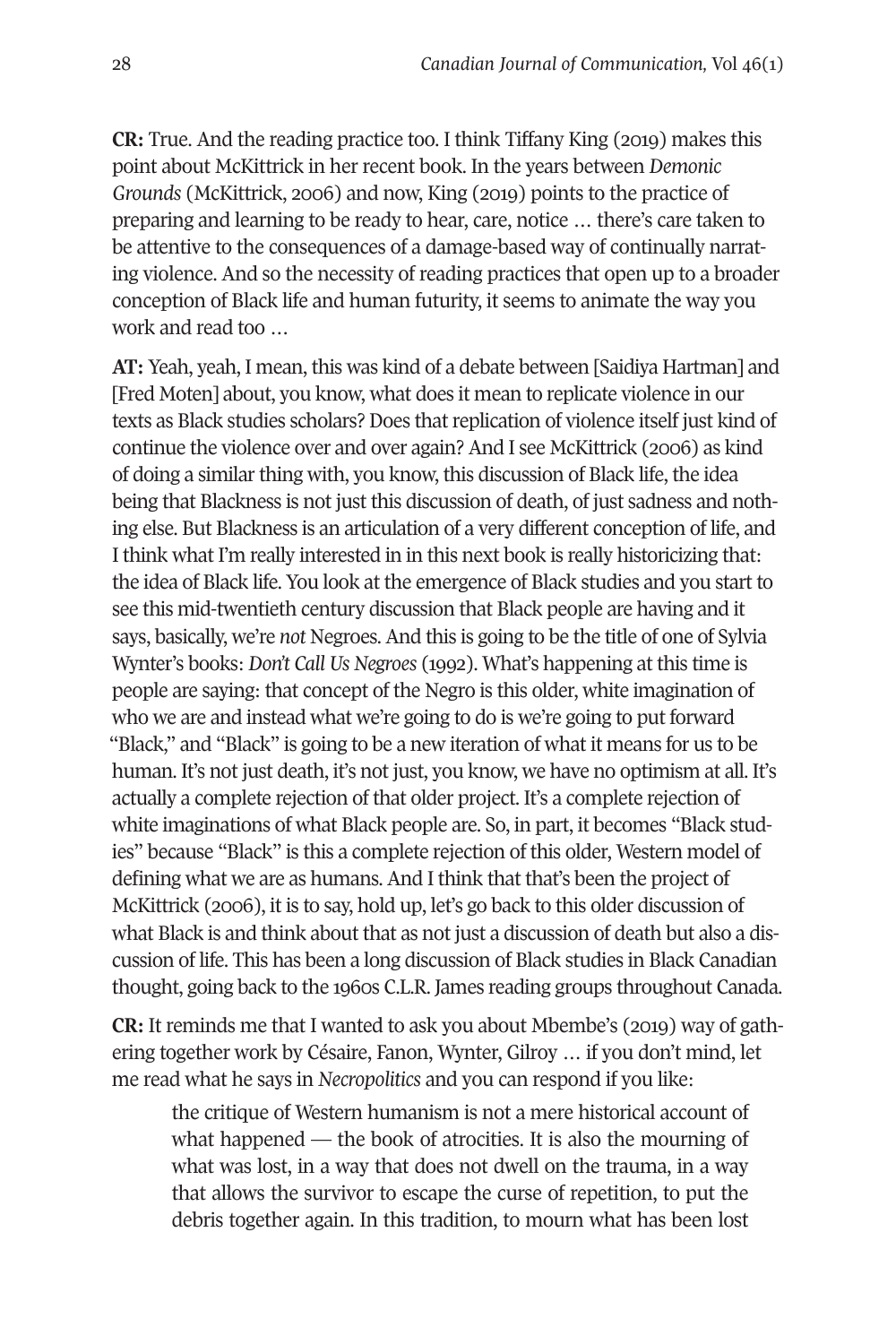**CR:** True. And the reading practice too. I think Tiffany King (2019) makes this point about McKittrick in her recent book. In the years between *Demonic Grounds* (McKittrick, 2006) and now, King (2019) points to the practice of preparing and learning to be ready to hear, care, notice … there's care taken to be attentive to the consequences of a damage-based way of continually narrating violence. And so the necessity of reading practices that open up to a broader conception of Black life and human futurity, it seems to animate the way you work and read too …

**AT:** Yeah, yeah, I mean, this was kind of a debate between [Saidiya Hartman] and [Fred Moten] about, you know, what does it mean to replicate violence in our texts as Black studies scholars? Does that replication of violence itself just kind of continue the violence over and over again? And I see McKittrick (2006) as kind of doing a similar thing with, you know, this discussion of Black life, the idea being that Blackness is not just this discussion of death, of just sadness and nothing else. But Blackness is an articulation of a very different conception of life, and I think what I'm really interested in in this next book is really historicizing that: the idea of Black life. You look at the emergence of Black studies and you start to see this mid-twentieth century discussion that Black people are having and it says, basically, we're *not* Negroes. And this is going to be the title of one of Sylvia Wynter's books: *Don't Call Us Negroes* (1992). What's happening at this time is people are saying: that concept of the Negro is this older, white imagination of who we are and instead what we're going to do is we're going to put forward "Black," and "Black" is going to be a new iteration of what it means for us to be human. It's not just death, it's not just, you know, we have no optimism at all. It's actually a complete rejection of that older project. It's a complete rejection of white imaginations of what Black people are. So, in part, it becomes "Black studies" because "Black" is this a complete rejection of this older, Western model of defining what we are as humans. And I think that that's been the project of McKittrick (2006), it is to say, hold up, let's go back to this older discussion of what Black is and think about that as not just a discussion of death but also a discussion of life. This has been a long discussion of Black studies in Black Canadian thought, going back to the 1960s C.L.R. James reading groups throughout Canada.

**CR:** It reminds me that I wanted to ask you about Mbembe's (2019) way of gathering together work by Césaire, Fanon, Wynter, Gilroy … if you don't mind, let me read what he says in *Necropolitics* and you can respond if you like:

> the critique of Western humanism is not a mere historical account of what happened — the book of atrocities. It is also the mourning of what was lost, in a way that does not dwell on the trauma, in a way that allows the survivor to escape the curse of repetition, to put the debris together again. In this tradition, to mourn what has been lost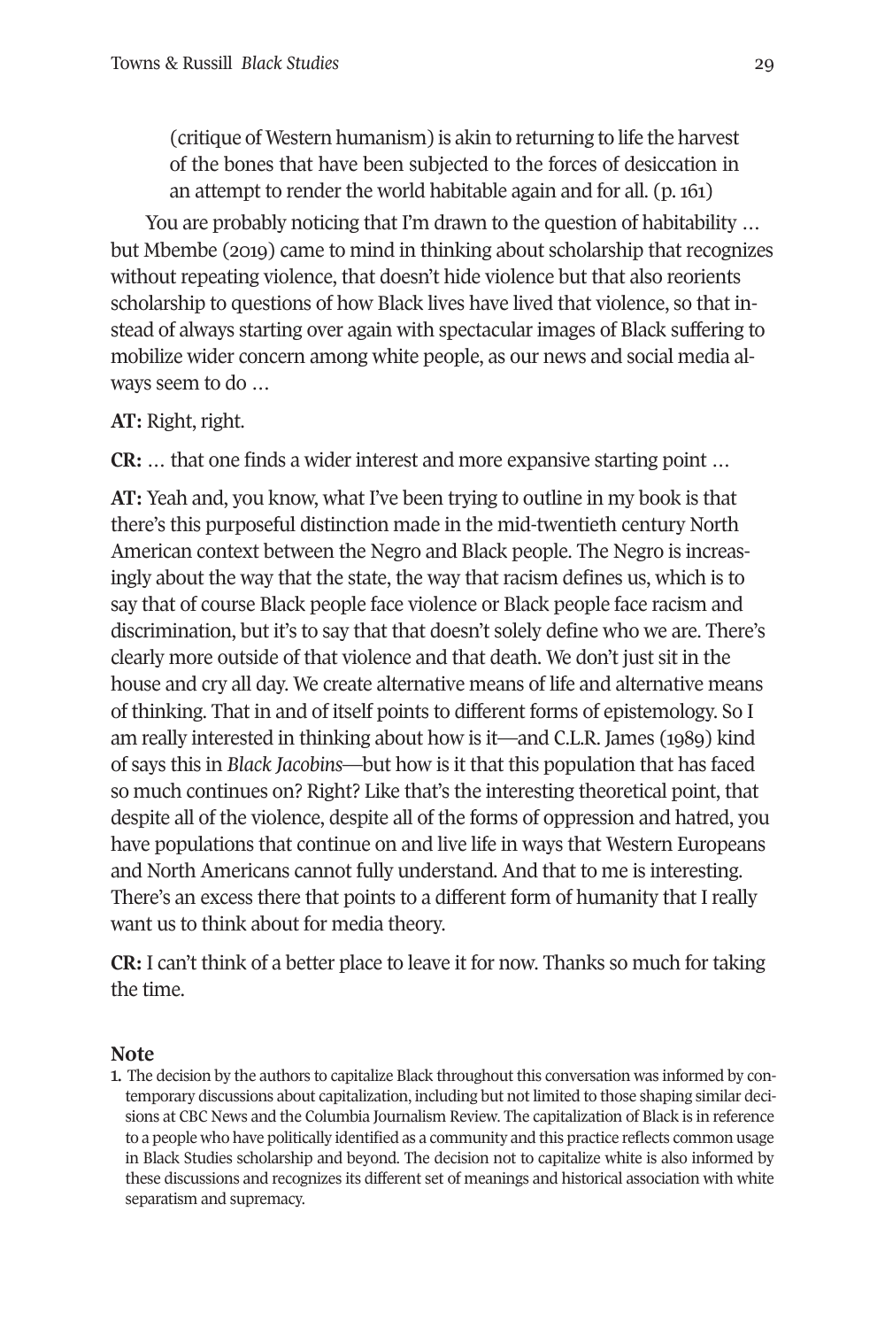> (critique of Western humanism) is akin to returning to life the harvest of the bones that have been subjected to the forces of desiccation in an attempt to render the world habitable again and for all. (p. 161)

You are probably noticing that I'm drawn to the question of habitability … but Mbembe (2019) came to mind in thinking about scholarship that recognizes without repeating violence, that doesn't hide violence but that also reorients scholarship to questions of how Black lives have lived that violence, so that instead of always starting over again with spectacular images of Black suffering to mobilize wider concern among white people, as our news and social media always seem to do …

**AT:** Right, right.

**CR:** … that one finds a wider interest and more expansive starting point …

**AT:** Yeah and, you know, what I've been trying to outline in my book is that there's this purposeful distinction made in the mid-twentieth century North American context between the Negro and Black people. The Negro is increasingly about the way that the state, the way that racism defines us, which is to say that of course Black people face violence or Black people face racism and discrimination, but it's to say that that doesn't solely define who we are. There's clearly more outside of that violence and that death. We don't just sit in the house and cry all day. We create alternative means of life and alternative means of thinking. That in and of itself points to different forms of epistemology. So I am really interested in thinking about how is it—and C.L.R. James (1989) kind of says this in *Black Jacobins*—but how is it that this population that has faced so much continues on? Right? Like that's the interesting theoretical point, that despite all of the violence, despite all of the forms of oppression and hatred, you have populations that continue on and live life in ways that Western Europeans and North Americans cannot fully understand. And that to me is interesting. There's an excess there that points to a different form of humanity that I really want us to think about for media theory.

**CR:** I can't think of a better place to leave it for now. Thanks so much for taking the time.

## Note

1. The decision by the authors to capitalize Black throughout this conversation was informed by contemporary discussions about capitalization, including but not limited to those shaping similar decisions at CBC News and the Columbia Journalism Review. The capitalization of Black is in reference to a people who have politically identified as a community and this practice reflects common usage in Black Studies scholarship and beyond. The decision not to capitalize white is also informed by these discussions and recognizes its different set of meanings and historical association with white separatism and supremacy.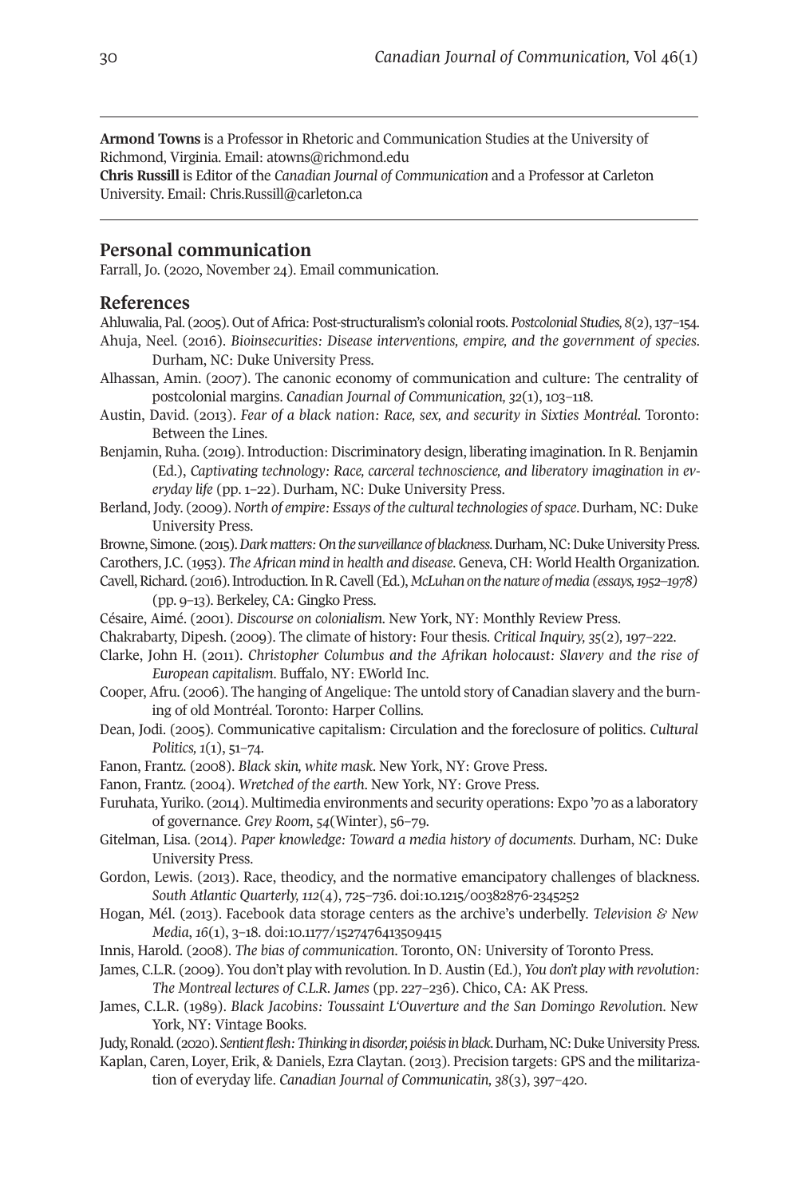**Armond Towns** is a Professor in Rhetoric and Communication Studies at the University of Richmond, Virginia. Email: atowns@richmond.edu

**Chris Russill** is Editor of the *Canadian Journal of Communication* and a Professor at Carleton University. Email: Chris.Russill@carleton.ca

## Personal communication

Farrall, Jo. (2020, November 24). Email communication.

## References

Ahluwalia, Pal. (2005). Out of Africa: Post-structuralism's colonial roots. *Postcolonial Studies, 8*(2), 137–154.

Ahuja, Neel. (2016). *Bioinsecurities: Disease interventions, empire, and the government of species*. Durham, NC: Duke University Press.

Alhassan, Amin. (2007). The canonic economy of communication and culture: The centrality of postcolonial margins. *Canadian Journal of Communication, 32*(1), 103–118.

Austin, David. (2013). *Fear of a black nation: Race, sex, and security in Sixties Montréal*. Toronto: Between the Lines.

Benjamin, Ruha. (2019). Introduction: Discriminatory design, liberating imagination. In R. Benjamin (Ed.), *Captivating technology: Race, carceral technoscience, and liberatory imagination in everyday life* (pp. 1–22). Durham, NC: Duke University Press.

Berland, Jody. (2009). *North of empire: Essays of the cultural technologies of space*. Durham, NC: Duke University Press.

Browne, Simone. (2015). *Dark matters: On the surveillance of blackness*. Durham, NC: Duke University Press.

Carothers, J.C. (1953). *The African mind in health and disease*. Geneva, CH: World Health Organization.

Cavell, Richard. (2016). Introduction. In R. Cavell (Ed.), *McLuhan on the nature of media (essays, 1952–1978)* (pp. 9–13). Berkeley, CA: Gingko Press.

Césaire, Aimé. (2001). *Discourse on colonialism*. New York, NY: Monthly Review Press.

Chakrabarty, Dipesh. (2009). The climate of history: Four thesis. *Critical Inquiry, 35*(2), 197–222.

Clarke, John H. (2011). *Christopher Columbus and the Afrikan holocaust: Slavery and the rise of European capitalism*. Buffalo, NY: EWorld Inc.

Cooper, Afru. (2006). The hanging of Angelique: The untold story of Canadian slavery and the burning of old Montréal. Toronto: Harper Collins.

Dean, Jodi. (2005). Communicative capitalism: Circulation and the foreclosure of politics. *Cultural Politics, 1*(1), 51–74.

Fanon, Frantz. (2008). *Black skin, white mask*. New York, NY: Grove Press.

Fanon, Frantz. (2004). *Wretched of the earth*. New York, NY: Grove Press.

Furuhata, Yuriko. (2014). Multimedia environments and security operations: Expo '70 as a laboratory of governance. *Grey Room*, *54*(Winter), 56–79.

Gitelman, Lisa. (2014). *Paper knowledge: Toward a media history of documents*. Durham, NC: Duke University Press.

Gordon, Lewis. (2013). Race, theodicy, and the normative emancipatory challenges of blackness. *South Atlantic Quarterly, 112*(4), 725–736. doi:10.1215/00382876-2345252

Hogan, Mél. (2013). Facebook data storage centers as the archive's underbelly. *Television & New Media*, *16*(1), 3–18. doi:10.1177/1527476413509415

Innis, Harold. (2008). *The bias of communication*. Toronto, ON: University of Toronto Press.

James, C.L.R. (2009). You don't play with revolution. In D. Austin (Ed.), *You don't play with revolution: The Montreal lectures of C.L.R. James* (pp. 227–236). Chico, CA: AK Press.

James, C.L.R. (1989). *Black Jacobins: Toussaint L'Ouverture and the San Domingo Revolution*. New York, NY: Vintage Books.

Judy, Ronald. (2020). *Sentient flesh: Thinking in disorder, poiésis in black*. Durham, NC: Duke University Press.

Kaplan, Caren, Loyer, Erik, & Daniels, Ezra Claytan. (2013). Precision targets: GPS and the militarization of everyday life. *Canadian Journal of Communicatin, 38*(3), 397–420.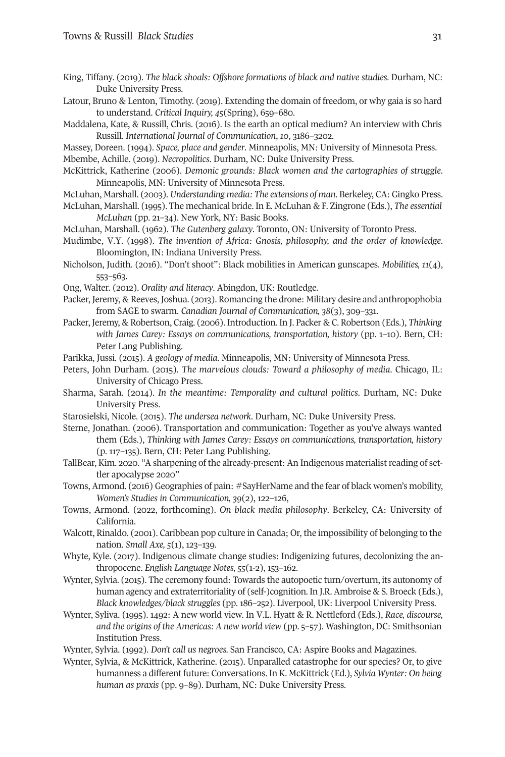King, Tiffany. (2019). *The black shoals: Offshore formations of black and native studies*. Durham, NC: Duke University Press.

Latour, Bruno & Lenton, Timothy. (2019). Extending the domain of freedom, or why gaia is so hard to understand. *Critical Inquiry, 45*(Spring), 659–680.

Maddalena, Kate, & Russill, Chris. (2016). Is the earth an optical medium? An interview with Chris Russill. *International Journal of Communication*, *10*, 3186–3202.

Massey, Doreen. (1994). *Space, place and gender*. Minneapolis, MN: University of Minnesota Press.

Mbembe, Achille. (2019). *Necropolitics*. Durham, NC: Duke University Press.

McKittrick, Katherine (2006). *Demonic grounds: Black women and the cartographies of struggle*. Minneapolis, MN: University of Minnesota Press.

McLuhan, Marshall. (2003). *Understanding media: The extensions of man*. Berkeley, CA: Gingko Press.

McLuhan, Marshall. (1995). The mechanical bride. In E. McLuhan & F. Zingrone (Eds.), *The essential McLuhan* (pp. 21–34). New York, NY: Basic Books.

McLuhan, Marshall. (1962). *The Gutenberg galaxy*. Toronto, ON: University of Toronto Press.

Mudimbe, V.Y. (1998). *The invention of Africa: Gnosis, philosophy, and the order of knowledge*. Bloomington, IN: Indiana University Press.

Nicholson, Judith. (2016). "Don't shoot": Black mobilities in American gunscapes. *Mobilities, 11*(4), 553–563.

Ong, Walter. (2012). *Orality and literacy*. Abingdon, UK: Routledge.

Packer, Jeremy, & Reeves, Joshua. (2013). Romancing the drone: Military desire and anthropophobia from SAGE to swarm. *Canadian Journal of Communication, 38*(3), 309–331.

Packer, Jeremy, & Robertson, Craig. (2006). Introduction. In J. Packer & C. Robertson (Eds.), *Thinking with James Carey: Essays on communications, transportation, history* (pp. 1–10). Bern, CH: Peter Lang Publishing.

Parikka, Jussi. (2015). *A geology of media*. Minneapolis, MN: University of Minnesota Press.

Peters, John Durham. (2015). *The marvelous clouds: Toward a philosophy of media*. Chicago, IL: University of Chicago Press.

Sharma, Sarah. (2014). *In the meantime: Temporality and cultural politics*. Durham, NC: Duke University Press.

Starosielski, Nicole. (2015). *The undersea network*. Durham, NC: Duke University Press.

Sterne, Jonathan. (2006). Transportation and communication: Together as you've always wanted them (Eds.), *Thinking with James Carey: Essays on communications, transportation, history* (p. 117–135). Bern, CH: Peter Lang Publishing.

TallBear, Kim. 2020. "A sharpening of the already-present: An Indigenous materialist reading of settler apocalypse 2020"

Towns, Armond. (2016) Geographies of pain: #SayHerName and the fear of black women's mobility, *Women's Studies in Communication, 39*(2), 122–126,

Towns, Armond. (2022, forthcoming). *On black media philosophy*. Berkeley, CA: University of California.

Walcott, Rinaldo. (2001). Caribbean pop culture in Canada; Or, the impossibility of belonging to the nation. *Small Axe, 5*(1), 123–139.

Whyte, Kyle. (2017). Indigenous climate change studies: Indigenizing futures, decolonizing the anthropocene. *English Language Notes, 55*(1-2), 153–162.

Wynter, Sylvia. (2015). The ceremony found: Towards the autopoetic turn/overturn, its autonomy of human agency and extraterritoriality of (self-)cognition. In J.R. Ambroise & S. Broeck (Eds.), *Black knowledges/black struggles* (pp. 186–252). Liverpool, UK: Liverpool University Press.

Wynter, Syliva. (1995). 1492: A new world view. In V.L. Hyatt & R. Nettleford (Eds.), *Race, discourse, and the origins of the Americas: A new world view* (pp. 5–57). Washington, DC: Smithsonian Institution Press.

Wynter, Sylvia. (1992). *Don't call us negroes*. San Francisco, CA: Aspire Books and Magazines.

Wynter, Sylvia, & McKittrick, Katherine. (2015). Unparalled catastrophe for our species? Or, to give humanness a different future: Conversations. In K. McKittrick (Ed.), *Sylvia Wynter: On being human as praxis* (pp. 9–89). Durham, NC: Duke University Press.